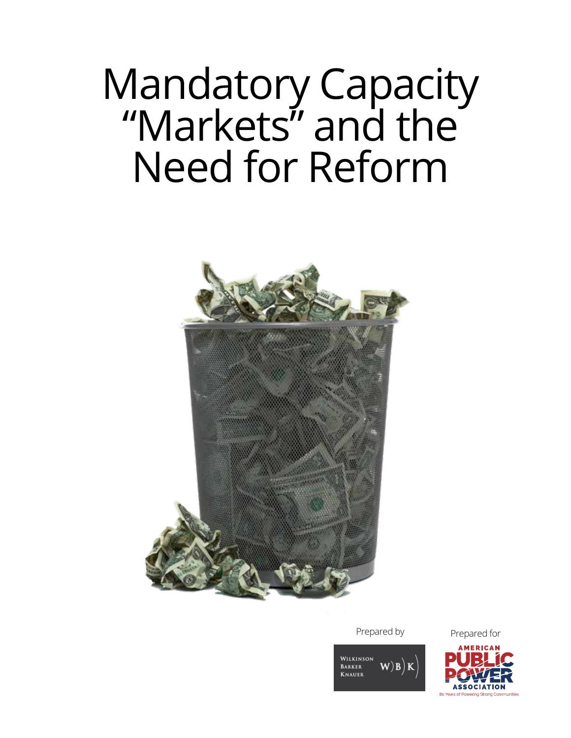# Mandatory Capacity "Markets" and the Need for Reform

Prepared by

Wilkinson Barker Knauer

Prepared for

American Public Power Association

80 Years of Powering Strong Communities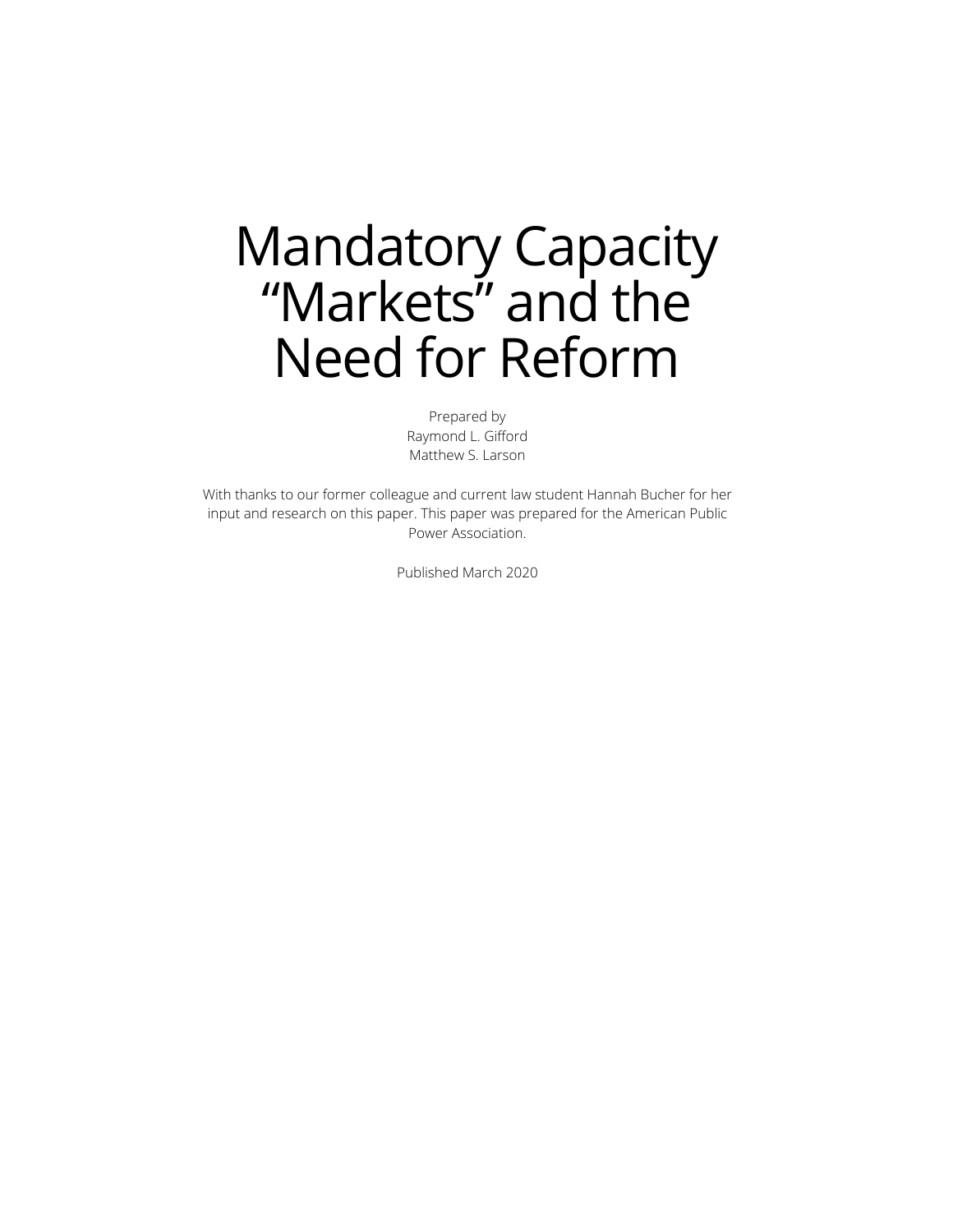# Mandatory Capacity "Markets" and the Need for Reform

Prepared by
Raymond L. Gifford
Matthew S. Larson

With thanks to our former colleague and current law student Hannah Bucher for her input and research on this paper. This paper was prepared for the American Public Power Association.

Published March 2020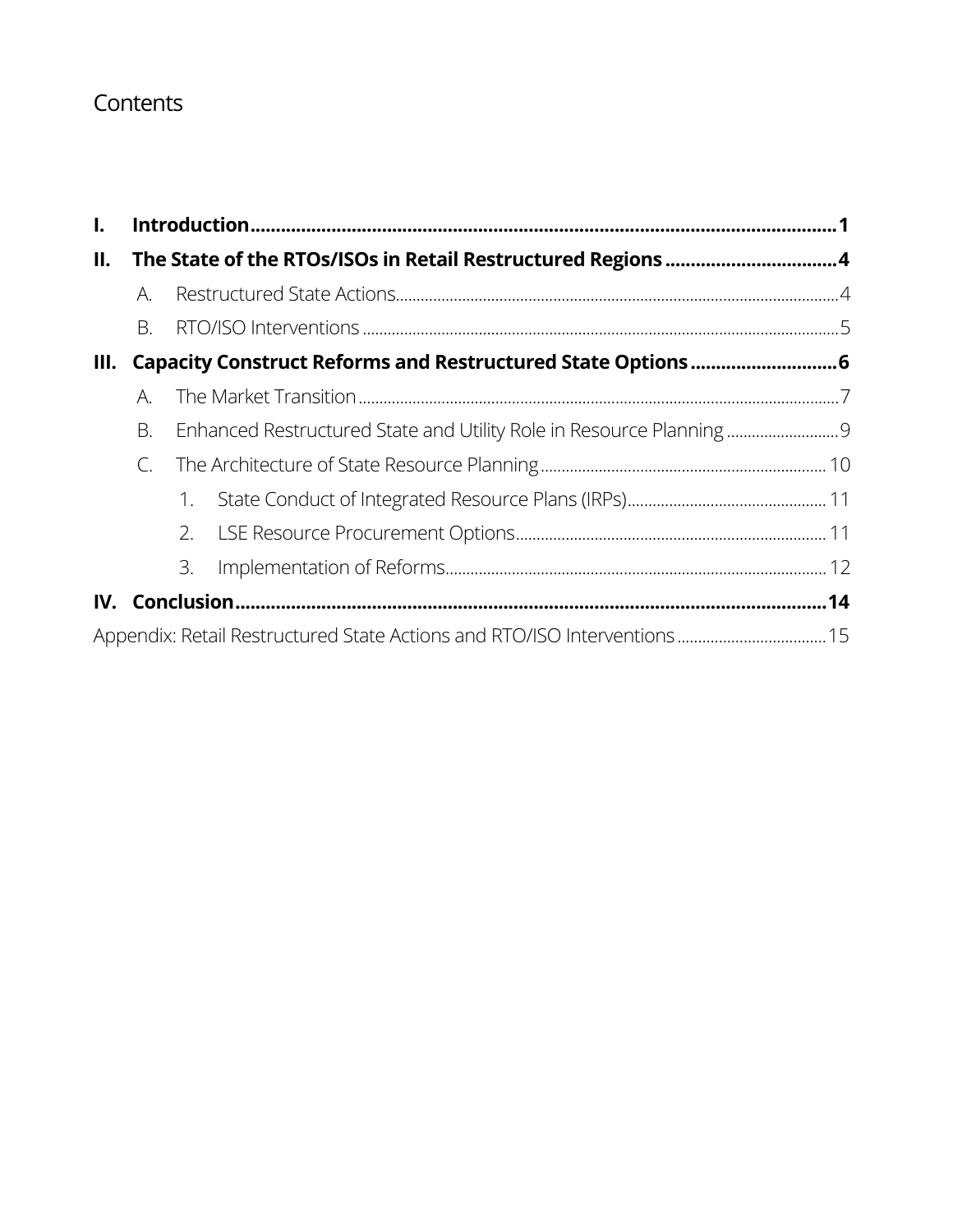# Contents

- **I. Introduction** .......... **1**
- **II. The State of the RTOs/ISOs in Retail Restructured Regions** .......... **4**
  - A. Restructured State Actions .......... 4
  - B. RTO/ISO Interventions .......... 5
- **III. Capacity Construct Reforms and Restructured State Options** .......... **6**
  - A. The Market Transition .......... 7
  - B. Enhanced Restructured State and Utility Role in Resource Planning .......... 9
  - C. The Architecture of State Resource Planning .......... 10
    - 1. State Conduct of Integrated Resource Plans (IRPs) .......... 11
    - 2. LSE Resource Procurement Options .......... 11
    - 3. Implementation of Reforms .......... 12
- **IV. Conclusion** .......... **14**
- Appendix: Retail Restructured State Actions and RTO/ISO Interventions .......... 15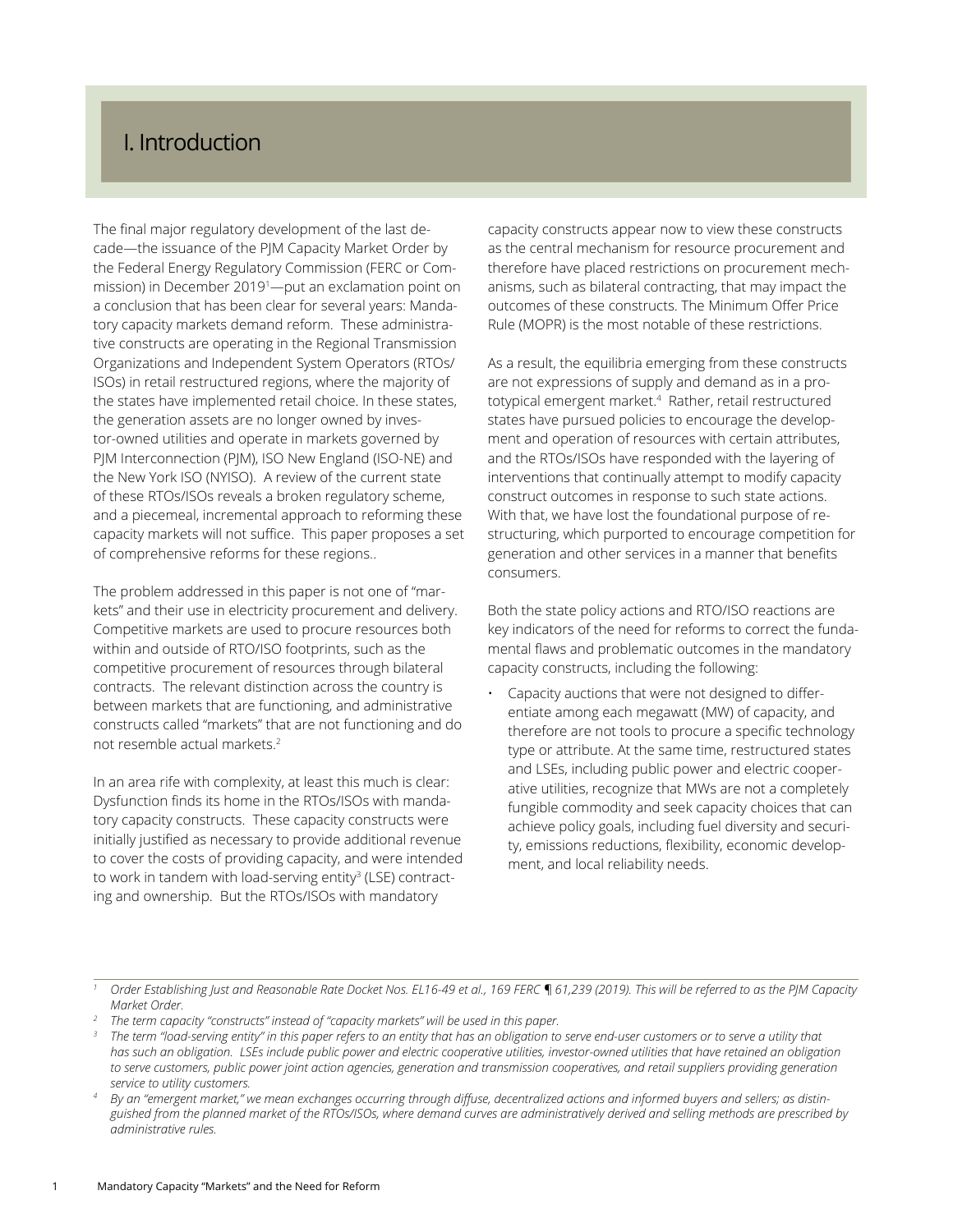# I. Introduction

The final major regulatory development of the last decade—the issuance of the PJM Capacity Market Order by the Federal Energy Regulatory Commission (FERC or Commission) in December 2019[1]—put an exclamation point on a conclusion that has been clear for several years: Mandatory capacity markets demand reform. These administrative constructs are operating in the Regional Transmission Organizations and Independent System Operators (RTOs/ISOs) in retail restructured regions, where the majority of the states have implemented retail choice. In these states, the generation assets are no longer owned by investor-owned utilities and operate in markets governed by PJM Interconnection (PJM), ISO New England (ISO-NE) and the New York ISO (NYISO). A review of the current state of these RTOs/ISOs reveals a broken regulatory scheme, and a piecemeal, incremental approach to reforming these capacity markets will not suffice. This paper proposes a set of comprehensive reforms for these regions..

The problem addressed in this paper is not one of "markets" and their use in electricity procurement and delivery. Competitive markets are used to procure resources both within and outside of RTO/ISO footprints, such as the competitive procurement of resources through bilateral contracts. The relevant distinction across the country is between markets that are functioning, and administrative constructs called "markets" that are not functioning and do not resemble actual markets.[2]

In an area rife with complexity, at least this much is clear: Dysfunction finds its home in the RTOs/ISOs with mandatory capacity constructs. These capacity constructs were initially justified as necessary to provide additional revenue to cover the costs of providing capacity, and were intended to work in tandem with load-serving entity[3] (LSE) contracting and ownership. But the RTOs/ISOs with mandatory capacity constructs appear now to view these constructs as the central mechanism for resource procurement and therefore have placed restrictions on procurement mechanisms, such as bilateral contracting, that may impact the outcomes of these constructs. The Minimum Offer Price Rule (MOPR) is the most notable of these restrictions.

As a result, the equilibria emerging from these constructs are not expressions of supply and demand as in a prototypical emergent market.[4] Rather, retail restructured states have pursued policies to encourage the development and operation of resources with certain attributes, and the RTOs/ISOs have responded with the layering of interventions that continually attempt to modify capacity construct outcomes in response to such state actions. With that, we have lost the foundational purpose of restructuring, which purported to encourage competition for generation and other services in a manner that benefits consumers.

Both the state policy actions and RTO/ISO reactions are key indicators of the need for reforms to correct the fundamental flaws and problematic outcomes in the mandatory capacity constructs, including the following:

- Capacity auctions that were not designed to differentiate among each megawatt (MW) of capacity, and therefore are not tools to procure a specific technology type or attribute. At the same time, restructured states and LSEs, including public power and electric cooperative utilities, recognize that MWs are not a completely fungible commodity and seek capacity choices that can achieve policy goals, including fuel diversity and security, emissions reductions, flexibility, economic development, and local reliability needs.

---

[1] *Order Establishing Just and Reasonable Rate Docket Nos. EL16-49 et al., 169 FERC ¶ 61,239 (2019). This will be referred to as the PJM Capacity Market Order.*

[2] *The term capacity "constructs" instead of "capacity markets" will be used in this paper.*

[3] *The term "load-serving entity" in this paper refers to an entity that has an obligation to serve end-user customers or to serve a utility that has such an obligation. LSEs include public power and electric cooperative utilities, investor-owned utilities that have retained an obligation to serve customers, public power joint action agencies, generation and transmission cooperatives, and retail suppliers providing generation service to utility customers.*

[4] *By an "emergent market," we mean exchanges occurring through diffuse, decentralized actions and informed buyers and sellers; as distinguished from the planned market of the RTOs/ISOs, where demand curves are administratively derived and selling methods are prescribed by administrative rules.*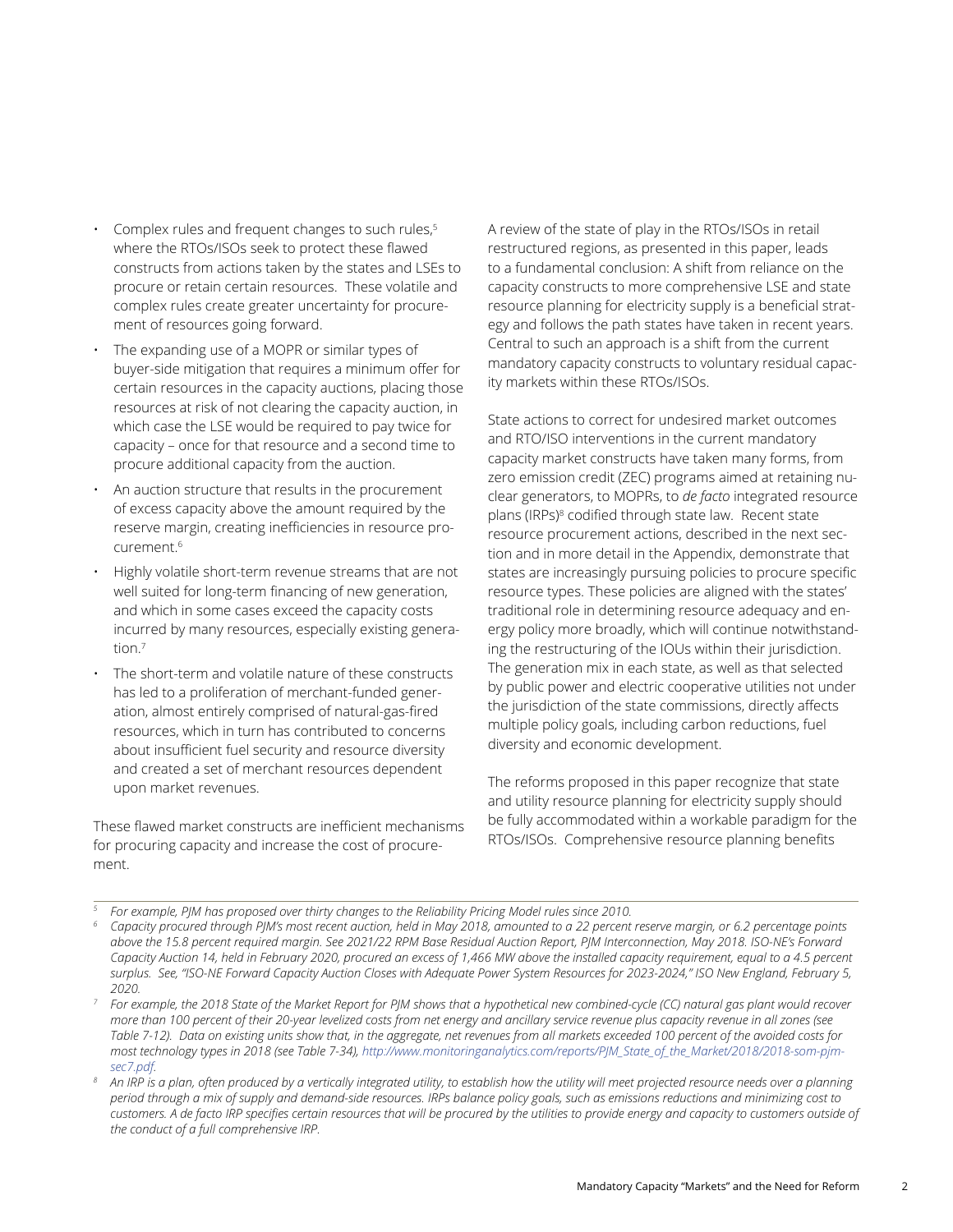- Complex rules and frequent changes to such rules,[5] where the RTOs/ISOs seek to protect these flawed constructs from actions taken by the states and LSEs to procure or retain certain resources. These volatile and complex rules create greater uncertainty for procurement of resources going forward.
- The expanding use of a MOPR or similar types of buyer-side mitigation that requires a minimum offer for certain resources in the capacity auctions, placing those resources at risk of not clearing the capacity auction, in which case the LSE would be required to pay twice for capacity – once for that resource and a second time to procure additional capacity from the auction.
- An auction structure that results in the procurement of excess capacity above the amount required by the reserve margin, creating inefficiencies in resource procurement.[6]
- Highly volatile short-term revenue streams that are not well suited for long-term financing of new generation, and which in some cases exceed the capacity costs incurred by many resources, especially existing generation.[7]
- The short-term and volatile nature of these constructs has led to a proliferation of merchant-funded generation, almost entirely comprised of natural-gas-fired resources, which in turn has contributed to concerns about insufficient fuel security and resource diversity and created a set of merchant resources dependent upon market revenues.

These flawed market constructs are inefficient mechanisms for procuring capacity and increase the cost of procurement.

A review of the state of play in the RTOs/ISOs in retail restructured regions, as presented in this paper, leads to a fundamental conclusion: A shift from reliance on the capacity constructs to more comprehensive LSE and state resource planning for electricity supply is a beneficial strategy and follows the path states have taken in recent years. Central to such an approach is a shift from the current mandatory capacity constructs to voluntary residual capacity markets within these RTOs/ISOs.

State actions to correct for undesired market outcomes and RTO/ISO interventions in the current mandatory capacity market constructs have taken many forms, from zero emission credit (ZEC) programs aimed at retaining nuclear generators, to MOPRs, to *de facto* integrated resource plans (IRPs)[8] codified through state law. Recent state resource procurement actions, described in the next section and in more detail in the Appendix, demonstrate that states are increasingly pursuing policies to procure specific resource types. These policies are aligned with the states' traditional role in determining resource adequacy and energy policy more broadly, which will continue notwithstanding the restructuring of the IOUs within their jurisdiction. The generation mix in each state, as well as that selected by public power and electric cooperative utilities not under the jurisdiction of the state commissions, directly affects multiple policy goals, including carbon reductions, fuel diversity and economic development.

The reforms proposed in this paper recognize that state and utility resource planning for electricity supply should be fully accommodated within a workable paradigm for the RTOs/ISOs. Comprehensive resource planning benefits

---

[5] *For example, PJM has proposed over thirty changes to the Reliability Pricing Model rules since 2010.*

[6] *Capacity procured through PJM's most recent auction, held in May 2018, amounted to a 22 percent reserve margin, or 6.2 percentage points above the 15.8 percent required margin. See 2021/22 RPM Base Residual Auction Report, PJM Interconnection, May 2018. ISO-NE's Forward Capacity Auction 14, held in February 2020, procured an excess of 1,466 MW above the installed capacity requirement, equal to a 4.5 percent surplus. See, "ISO-NE Forward Capacity Auction Closes with Adequate Power System Resources for 2023-2024," ISO New England, February 5, 2020.*

[7] *For example, the 2018 State of the Market Report for PJM shows that a hypothetical new combined-cycle (CC) natural gas plant would recover more than 100 percent of their 20-year levelized costs from net energy and ancillary service revenue plus capacity revenue in all zones (see Table 7-12). Data on existing units show that, in the aggregate, net revenues from all markets exceeded 100 percent of the avoided costs for most technology types in 2018 (see Table 7-34), http://www.monitoringanalytics.com/reports/PJM_State_of_the_Market/2018/2018-som-pjm-sec7.pdf.*

[8] *An IRP is a plan, often produced by a vertically integrated utility, to establish how the utility will meet projected resource needs over a planning period through a mix of supply and demand-side resources. IRPs balance policy goals, such as emissions reductions and minimizing cost to customers. A de facto IRP specifies certain resources that will be procured by the utilities to provide energy and capacity to customers outside of the conduct of a full comprehensive IRP.*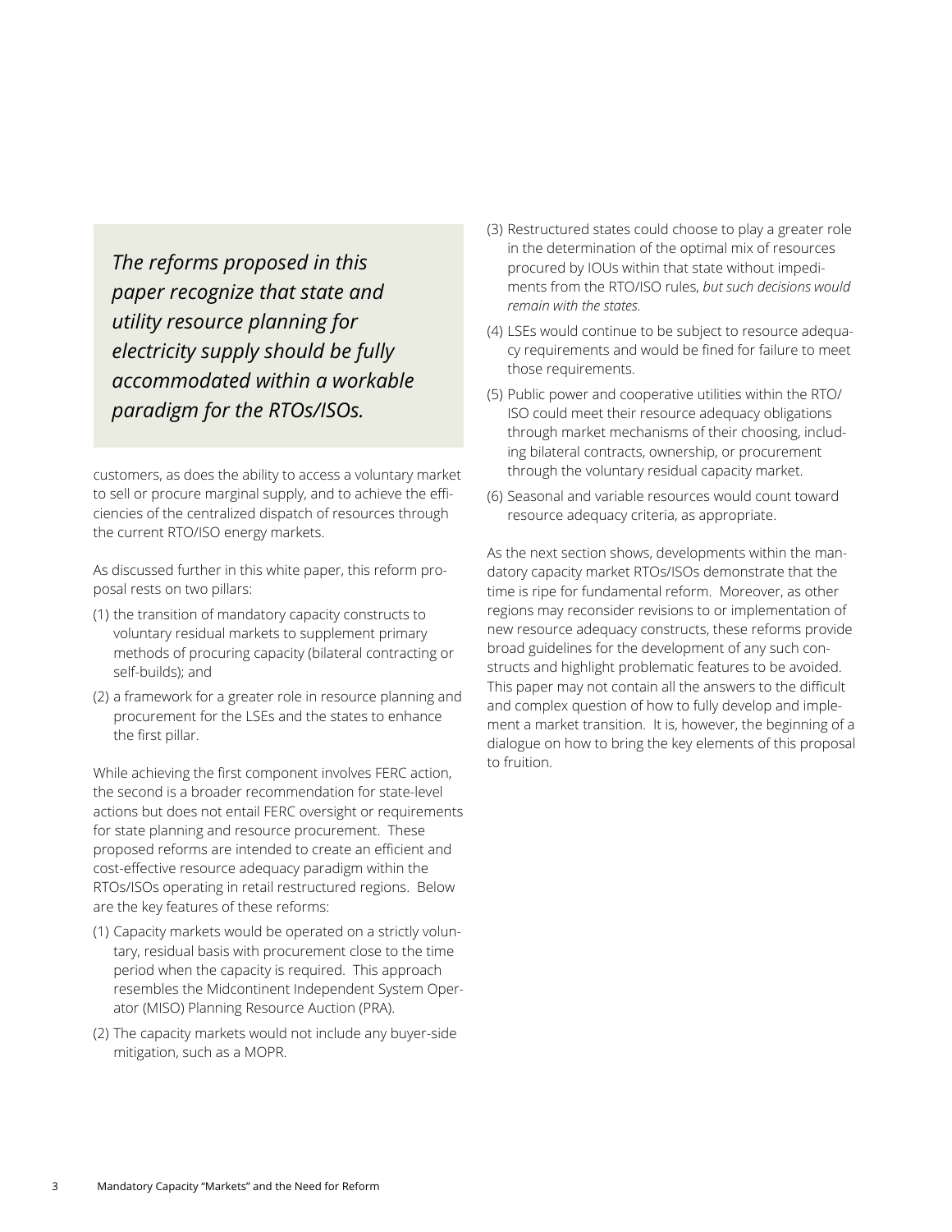*The reforms proposed in this paper recognize that state and utility resource planning for electricity supply should be fully accommodated within a workable paradigm for the RTOs/ISOs.*

customers, as does the ability to access a voluntary market to sell or procure marginal supply, and to achieve the efficiencies of the centralized dispatch of resources through the current RTO/ISO energy markets.

As discussed further in this white paper, this reform proposal rests on two pillars:

(1) the transition of mandatory capacity constructs to voluntary residual markets to supplement primary methods of procuring capacity (bilateral contracting or self-builds); and

(2) a framework for a greater role in resource planning and procurement for the LSEs and the states to enhance the first pillar.

While achieving the first component involves FERC action, the second is a broader recommendation for state-level actions but does not entail FERC oversight or requirements for state planning and resource procurement. These proposed reforms are intended to create an efficient and cost-effective resource adequacy paradigm within the RTOs/ISOs operating in retail restructured regions. Below are the key features of these reforms:

(1) Capacity markets would be operated on a strictly voluntary, residual basis with procurement close to the time period when the capacity is required. This approach resembles the Midcontinent Independent System Operator (MISO) Planning Resource Auction (PRA).

(2) The capacity markets would not include any buyer-side mitigation, such as a MOPR.

(3) Restructured states could choose to play a greater role in the determination of the optimal mix of resources procured by IOUs within that state without impediments from the RTO/ISO rules, *but such decisions would remain with the states.*

(4) LSEs would continue to be subject to resource adequacy requirements and would be fined for failure to meet those requirements.

(5) Public power and cooperative utilities within the RTO/ISO could meet their resource adequacy obligations through market mechanisms of their choosing, including bilateral contracts, ownership, or procurement through the voluntary residual capacity market.

(6) Seasonal and variable resources would count toward resource adequacy criteria, as appropriate.

As the next section shows, developments within the mandatory capacity market RTOs/ISOs demonstrate that the time is ripe for fundamental reform. Moreover, as other regions may reconsider revisions to or implementation of new resource adequacy constructs, these reforms provide broad guidelines for the development of any such constructs and highlight problematic features to be avoided. This paper may not contain all the answers to the difficult and complex question of how to fully develop and implement a market transition. It is, however, the beginning of a dialogue on how to bring the key elements of this proposal to fruition.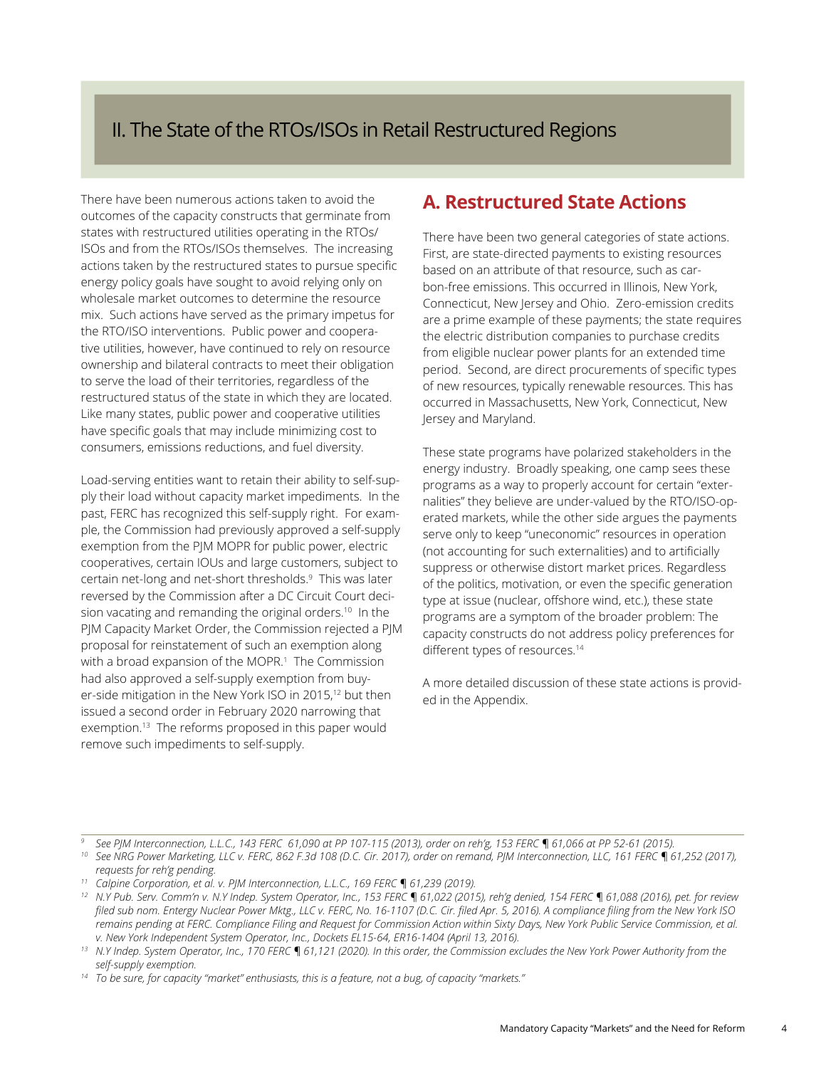## II. The State of the RTOs/ISOs in Retail Restructured Regions

There have been numerous actions taken to avoid the outcomes of the capacity constructs that germinate from states with restructured utilities operating in the RTOs/ISOs and from the RTOs/ISOs themselves. The increasing actions taken by the restructured states to pursue specific energy policy goals have sought to avoid relying only on wholesale market outcomes to determine the resource mix. Such actions have served as the primary impetus for the RTO/ISO interventions. Public power and cooperative utilities, however, have continued to rely on resource ownership and bilateral contracts to meet their obligation to serve the load of their territories, regardless of the restructured status of the state in which they are located. Like many states, public power and cooperative utilities have specific goals that may include minimizing cost to consumers, emissions reductions, and fuel diversity.

Load-serving entities want to retain their ability to self-supply their load without capacity market impediments. In the past, FERC has recognized this self-supply right. For example, the Commission had previously approved a self-supply exemption from the PJM MOPR for public power, electric cooperatives, certain IOUs and large customers, subject to certain net-long and net-short thresholds.[9] This was later reversed by the Commission after a DC Circuit Court decision vacating and remanding the original orders.[10] In the PJM Capacity Market Order, the Commission rejected a PJM proposal for reinstatement of such an exemption along with a broad expansion of the MOPR.[1] The Commission had also approved a self-supply exemption from buyer-side mitigation in the New York ISO in 2015,[12] but then issued a second order in February 2020 narrowing that exemption.[13] The reforms proposed in this paper would remove such impediments to self-supply.

### A. Restructured State Actions

There have been two general categories of state actions. First, are state-directed payments to existing resources based on an attribute of that resource, such as carbon-free emissions. This occurred in Illinois, New York, Connecticut, New Jersey and Ohio. Zero-emission credits are a prime example of these payments; the state requires the electric distribution companies to purchase credits from eligible nuclear power plants for an extended time period. Second, are direct procurements of specific types of new resources, typically renewable resources. This has occurred in Massachusetts, New York, Connecticut, New Jersey and Maryland.

These state programs have polarized stakeholders in the energy industry. Broadly speaking, one camp sees these programs as a way to properly account for certain "externalities" they believe are under-valued by the RTO/ISO-operated markets, while the other side argues the payments serve only to keep "uneconomic" resources in operation (not accounting for such externalities) and to artificially suppress or otherwise distort market prices. Regardless of the politics, motivation, or even the specific generation type at issue (nuclear, offshore wind, etc.), these state programs are a symptom of the broader problem: The capacity constructs do not address policy preferences for different types of resources.[14]

A more detailed discussion of these state actions is provided in the Appendix.

---

[9] *See PJM Interconnection, L.L.C., 143 FERC 61,090 at PP 107-115 (2013), order on reh'g, 153 FERC ¶ 61,066 at PP 52-61 (2015).*

[10] *See NRG Power Marketing, LLC v. FERC, 862 F.3d 108 (D.C. Cir. 2017), order on remand, PJM Interconnection, LLC, 161 FERC ¶ 61,252 (2017), requests for reh'g pending.*

[11] *Calpine Corporation, et al. v. PJM Interconnection, L.L.C., 169 FERC ¶ 61,239 (2019).*

[12] *N.Y Pub. Serv. Comm'n v. N.Y Indep. System Operator, Inc., 153 FERC ¶ 61,022 (2015), reh'g denied, 154 FERC ¶ 61,088 (2016), pet. for review filed sub nom. Entergy Nuclear Power Mktg., LLC v. FERC, No. 16-1107 (D.C. Cir. filed Apr. 5, 2016). A compliance filing from the New York ISO remains pending at FERC. Compliance Filing and Request for Commission Action within Sixty Days, New York Public Service Commission, et al. v. New York Independent System Operator, Inc., Dockets EL15-64, ER16-1404 (April 13, 2016).*

[13] *N.Y Indep. System Operator, Inc., 170 FERC ¶ 61,121 (2020). In this order, the Commission excludes the New York Power Authority from the self-supply exemption.*

[14] *To be sure, for capacity "market" enthusiasts, this is a feature, not a bug, of capacity "markets."*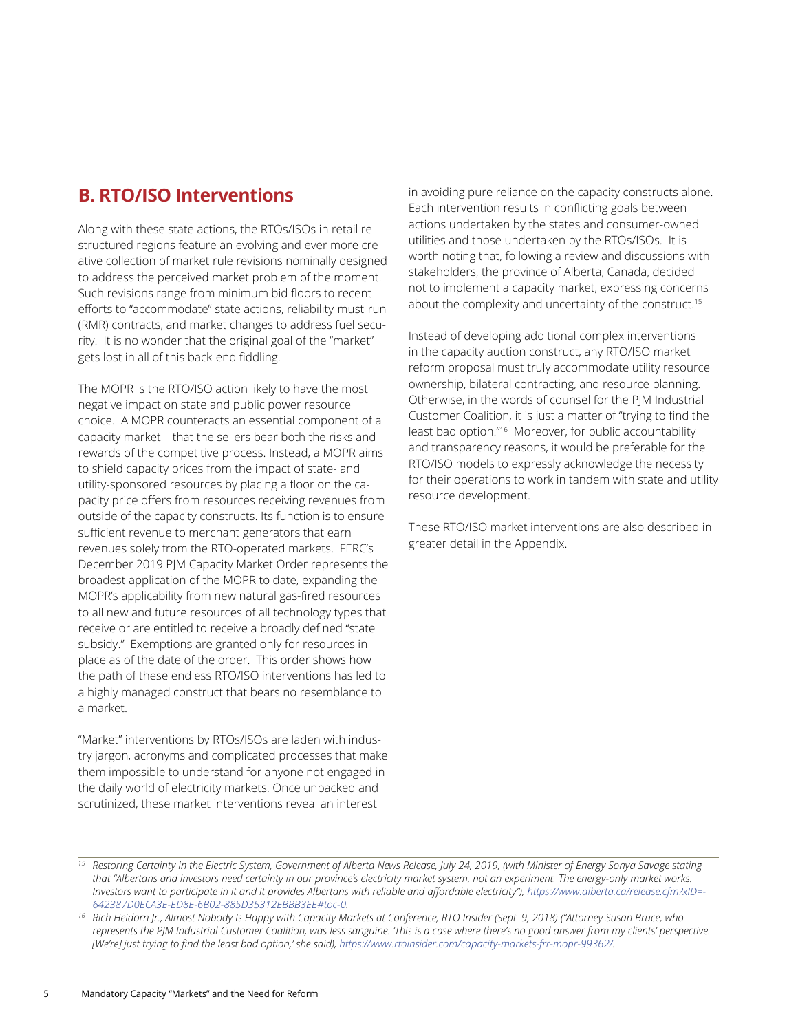## B. RTO/ISO Interventions

Along with these state actions, the RTOs/ISOs in retail restructured regions feature an evolving and ever more creative collection of market rule revisions nominally designed to address the perceived market problem of the moment. Such revisions range from minimum bid floors to recent efforts to "accommodate" state actions, reliability-must-run (RMR) contracts, and market changes to address fuel security. It is no wonder that the original goal of the "market" gets lost in all of this back-end fiddling.

The MOPR is the RTO/ISO action likely to have the most negative impact on state and public power resource choice. A MOPR counteracts an essential component of a capacity market––that the sellers bear both the risks and rewards of the competitive process. Instead, a MOPR aims to shield capacity prices from the impact of state- and utility-sponsored resources by placing a floor on the capacity price offers from resources receiving revenues from outside of the capacity constructs. Its function is to ensure sufficient revenue to merchant generators that earn revenues solely from the RTO-operated markets. FERC's December 2019 PJM Capacity Market Order represents the broadest application of the MOPR to date, expanding the MOPR's applicability from new natural gas-fired resources to all new and future resources of all technology types that receive or are entitled to receive a broadly defined "state subsidy." Exemptions are granted only for resources in place as of the date of the order. This order shows how the path of these endless RTO/ISO interventions has led to a highly managed construct that bears no resemblance to a market.

"Market" interventions by RTOs/ISOs are laden with industry jargon, acronyms and complicated processes that make them impossible to understand for anyone not engaged in the daily world of electricity markets. Once unpacked and scrutinized, these market interventions reveal an interest in avoiding pure reliance on the capacity constructs alone. Each intervention results in conflicting goals between actions undertaken by the states and consumer-owned utilities and those undertaken by the RTOs/ISOs. It is worth noting that, following a review and discussions with stakeholders, the province of Alberta, Canada, decided not to implement a capacity market, expressing concerns about the complexity and uncertainty of the construct.[15]

Instead of developing additional complex interventions in the capacity auction construct, any RTO/ISO market reform proposal must truly accommodate utility resource ownership, bilateral contracting, and resource planning. Otherwise, in the words of counsel for the PJM Industrial Customer Coalition, it is just a matter of "trying to find the least bad option."[16] Moreover, for public accountability and transparency reasons, it would be preferable for the RTO/ISO models to expressly acknowledge the necessity for their operations to work in tandem with state and utility resource development.

These RTO/ISO market interventions are also described in greater detail in the Appendix.

---

[15] *Restoring Certainty in the Electric System, Government of Alberta News Release, July 24, 2019, (with Minister of Energy Sonya Savage stating that "Albertans and investors need certainty in our province's electricity market system, not an experiment. The energy-only market works. Investors want to participate in it and it provides Albertans with reliable and affordable electricity"), https://www.alberta.ca/release.cfm?xID=-642387D0ECA3E-ED8E-6B02-885D35312EBBB3EE#toc-0.*

[16] *Rich Heidorn Jr., Almost Nobody Is Happy with Capacity Markets at Conference, RTO Insider (Sept. 9, 2018) ("Attorney Susan Bruce, who represents the PJM Industrial Customer Coalition, was less sanguine. 'This is a case where there's no good answer from my clients' perspective. [We're] just trying to find the least bad option,' she said), https://www.rtoinsider.com/capacity-markets-frr-mopr-99362/.*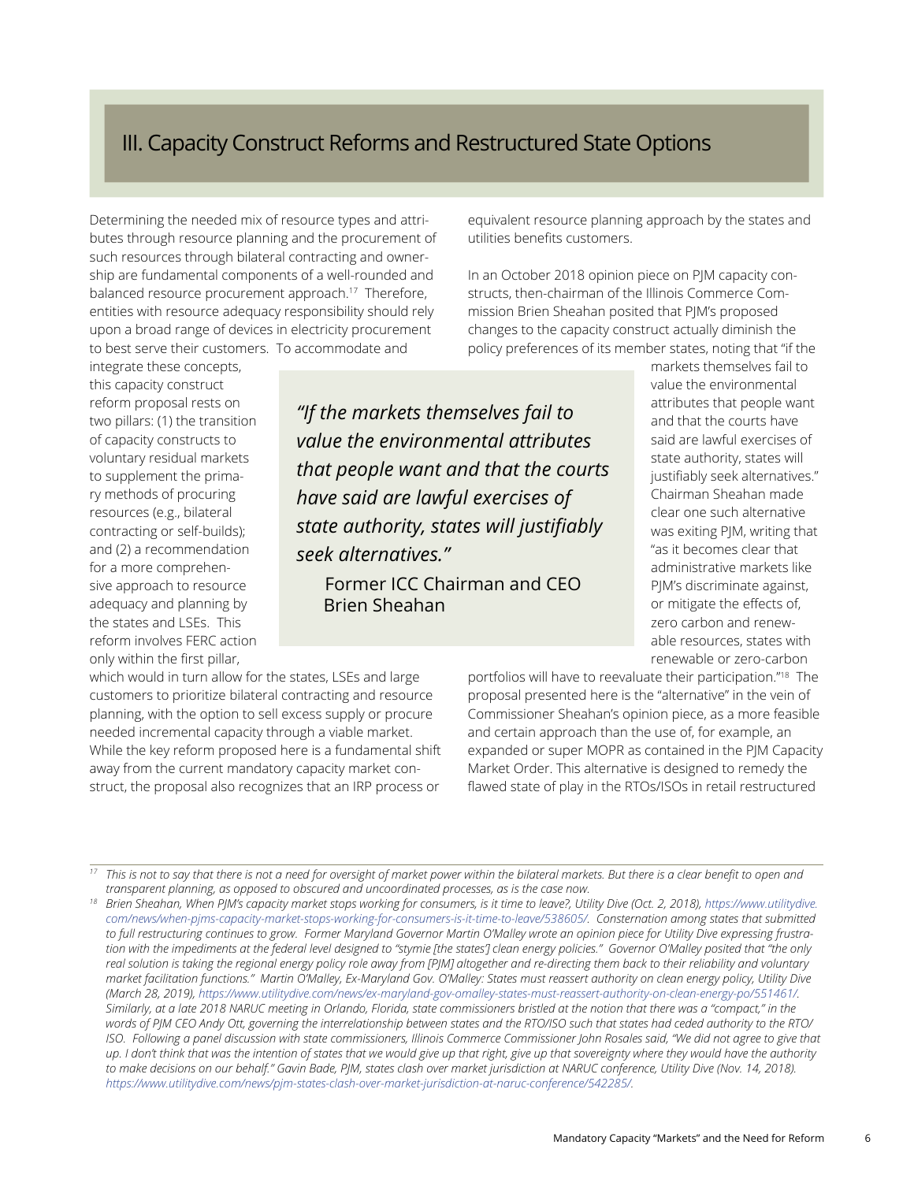## III. Capacity Construct Reforms and Restructured State Options

Determining the needed mix of resource types and attributes through resource planning and the procurement of such resources through bilateral contracting and ownership are fundamental components of a well-rounded and balanced resource procurement approach.[17] Therefore, entities with resource adequacy responsibility should rely upon a broad range of devices in electricity procurement to best serve their customers. To accommodate and integrate these concepts, this capacity construct reform proposal rests on two pillars: (1) the transition of capacity constructs to voluntary residual markets to supplement the primary methods of procuring resources (e.g., bilateral contracting or self-builds); and (2) a recommendation for a more comprehensive approach to resource adequacy and planning by the states and LSEs. This reform involves FERC action only within the first pillar, which would in turn allow for the states, LSEs and large customers to prioritize bilateral contracting and resource planning, with the option to sell excess supply or procure needed incremental capacity through a viable market. While the key reform proposed here is a fundamental shift away from the current mandatory capacity market construct, the proposal also recognizes that an IRP process or equivalent resource planning approach by the states and utilities benefits customers.

> *"If the markets themselves fail to value the environmental attributes that people want and that the courts have said are lawful exercises of state authority, states will justifiably seek alternatives."*
>
> Former ICC Chairman and CEO Brien Sheahan

In an October 2018 opinion piece on PJM capacity constructs, then-chairman of the Illinois Commerce Commission Brien Sheahan posited that PJM's proposed changes to the capacity construct actually diminish the policy preferences of its member states, noting that "if the markets themselves fail to value the environmental attributes that people want and that the courts have said are lawful exercises of state authority, states will justifiably seek alternatives." Chairman Sheahan made clear one such alternative was exiting PJM, writing that "as it becomes clear that administrative markets like PJM's discriminate against, or mitigate the effects of, zero carbon and renewable resources, states with renewable or zero-carbon portfolios will have to reevaluate their participation."[18] The proposal presented here is the "alternative" in the vein of Commissioner Sheahan's opinion piece, as a more feasible and certain approach than the use of, for example, an expanded or super MOPR as contained in the PJM Capacity Market Order. This alternative is designed to remedy the flawed state of play in the RTOs/ISOs in retail restructured

---

[17] *This is not to say that there is not a need for oversight of market power within the bilateral markets. But there is a clear benefit to open and transparent planning, as opposed to obscured and uncoordinated processes, as is the case now.*

[18] *Brien Sheahan, When PJM's capacity market stops working for consumers, is it time to leave?, Utility Dive (Oct. 2, 2018), https://www.utilitydive.com/news/when-pjms-capacity-market-stops-working-for-consumers-is-it-time-to-leave/538605/. Consternation among states that submitted to full restructuring continues to grow. Former Maryland Governor Martin O'Malley wrote an opinion piece for Utility Dive expressing frustration with the impediments at the federal level designed to "stymie [the states'] clean energy policies." Governor O'Malley posited that "the only real solution is taking the regional energy policy role away from [PJM] altogether and re-directing them back to their reliability and voluntary market facilitation functions." Martin O'Malley, Ex-Maryland Gov. O'Malley: States must reassert authority on clean energy policy, Utility Dive (March 28, 2019), https://www.utilitydive.com/news/ex-maryland-gov-omalley-states-must-reassert-authority-on-clean-energy-po/551461/. Similarly, at a late 2018 NARUC meeting in Orlando, Florida, state commissioners bristled at the notion that there was a "compact," in the words of PJM CEO Andy Ott, governing the interrelationship between states and the RTO/ISO such that states had ceded authority to the RTO/ISO. Following a panel discussion with state commissioners, Illinois Commerce Commissioner John Rosales said, "We did not agree to give that up. I don't think that was the intention of states that we would give up that right, give up that sovereignty where they would have the authority to make decisions on our behalf." Gavin Bade, PJM, states clash over market jurisdiction at NARUC conference, Utility Dive (Nov. 14, 2018). https://www.utilitydive.com/news/pjm-states-clash-over-market-jurisdiction-at-naruc-conference/542285/.*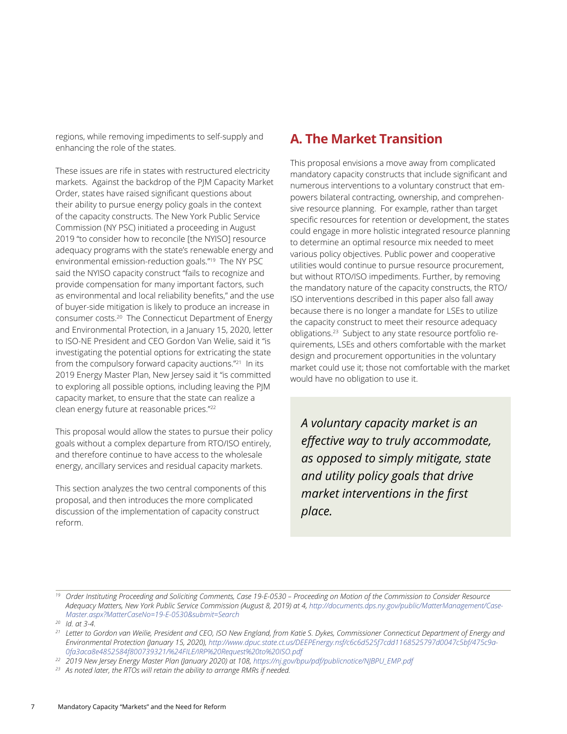regions, while removing impediments to self-supply and enhancing the role of the states.

These issues are rife in states with restructured electricity markets. Against the backdrop of the PJM Capacity Market Order, states have raised significant questions about their ability to pursue energy policy goals in the context of the capacity constructs. The New York Public Service Commission (NY PSC) initiated a proceeding in August 2019 "to consider how to reconcile [the NYISO] resource adequacy programs with the state's renewable energy and environmental emission-reduction goals."[19] The NY PSC said the NYISO capacity construct "fails to recognize and provide compensation for many important factors, such as environmental and local reliability benefits," and the use of buyer-side mitigation is likely to produce an increase in consumer costs.[20] The Connecticut Department of Energy and Environmental Protection, in a January 15, 2020, letter to ISO-NE President and CEO Gordon Van Welie, said it "is investigating the potential options for extricating the state from the compulsory forward capacity auctions."[21] In its 2019 Energy Master Plan, New Jersey said it "is committed to exploring all possible options, including leaving the PJM capacity market, to ensure that the state can realize a clean energy future at reasonable prices."[22]

This proposal would allow the states to pursue their policy goals without a complex departure from RTO/ISO entirely, and therefore continue to have access to the wholesale energy, ancillary services and residual capacity markets.

This section analyzes the two central components of this proposal, and then introduces the more complicated discussion of the implementation of capacity construct reform.

## A. The Market Transition

This proposal envisions a move away from complicated mandatory capacity constructs that include significant and numerous interventions to a voluntary construct that empowers bilateral contracting, ownership, and comprehensive resource planning. For example, rather than target specific resources for retention or development, the states could engage in more holistic integrated resource planning to determine an optimal resource mix needed to meet various policy objectives. Public power and cooperative utilities would continue to pursue resource procurement, but without RTO/ISO impediments. Further, by removing the mandatory nature of the capacity constructs, the RTO/ISO interventions described in this paper also fall away because there is no longer a mandate for LSEs to utilize the capacity construct to meet their resource adequacy obligations.[23] Subject to any state resource portfolio requirements, LSEs and others comfortable with the market design and procurement opportunities in the voluntary market could use it; those not comfortable with the market would have no obligation to use it.

> *A voluntary capacity market is an effective way to truly accommodate, as opposed to simply mitigate, state and utility policy goals that drive market interventions in the first place.*

---

[19] *Order Instituting Proceeding and Soliciting Comments, Case 19-E-0530 – Proceeding on Motion of the Commission to Consider Resource Adequacy Matters, New York Public Service Commission (August 8, 2019) at 4, http://documents.dps.ny.gov/public/MatterManagement/CaseMaster.aspx?MatterCaseNo=19-E-0530&submit=Search*

[20] *Id. at 3-4.*

[21] *Letter to Gordon van Weilie, President and CEO, ISO New England, from Katie S. Dykes, Commissioner Connecticut Department of Energy and Environmental Protection (January 15, 2020), http://www.dpuc.state.ct.us/DEEPEnergy.nsf/c6c6d525f7cdd1168525797d0047c5bf/475c9a0fa3aca8e4852584f800739321/%24FILE/IRP%20Request%20to%20ISO.pdf*

[22] *2019 New Jersey Energy Master Plan (January 2020) at 108, https://nj.gov/bpu/pdf/publicnotice/NJBPU_EMP.pdf*

[23] *As noted later, the RTOs will retain the ability to arrange RMRs if needed.*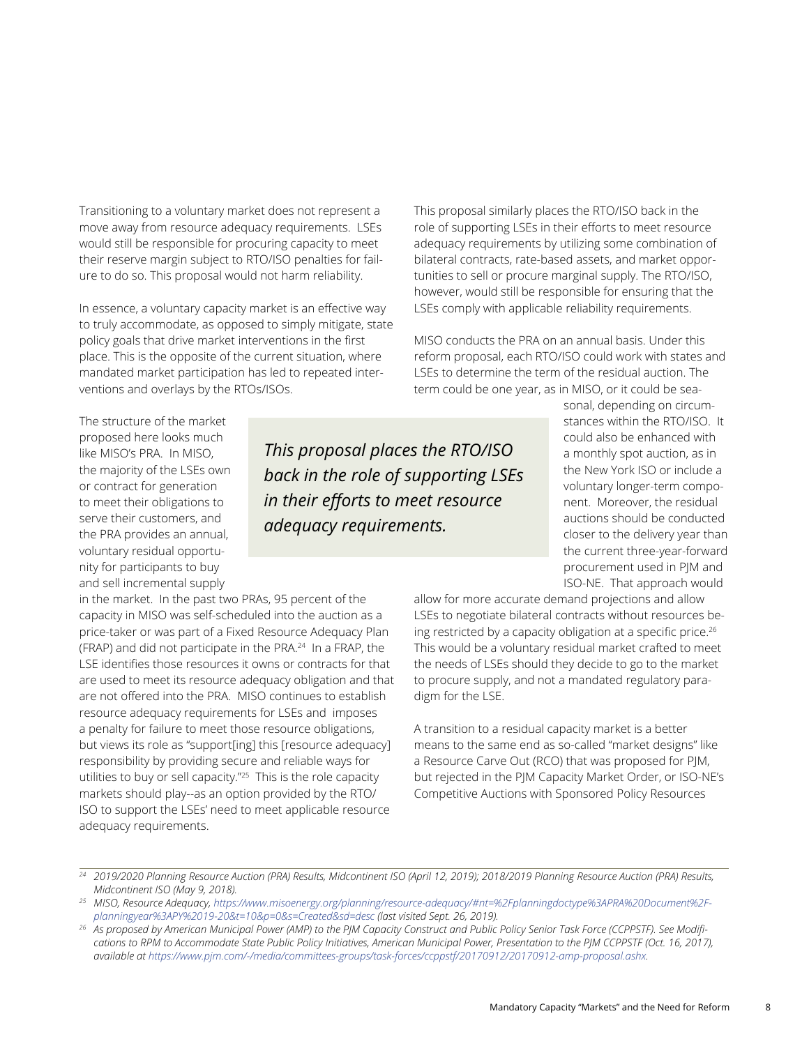Transitioning to a voluntary market does not represent a move away from resource adequacy requirements. LSEs would still be responsible for procuring capacity to meet their reserve margin subject to RTO/ISO penalties for failure to do so. This proposal would not harm reliability.

In essence, a voluntary capacity market is an effective way to truly accommodate, as opposed to simply mitigate, state policy goals that drive market interventions in the first place. This is the opposite of the current situation, where mandated market participation has led to repeated interventions and overlays by the RTOs/ISOs.

The structure of the market proposed here looks much like MISO's PRA. In MISO, the majority of the LSEs own or contract for generation to meet their obligations to serve their customers, and the PRA provides an annual, voluntary residual opportunity for participants to buy and sell incremental supply in the market. In the past two PRAs, 95 percent of the capacity in MISO was self-scheduled into the auction as a price-taker or was part of a Fixed Resource Adequacy Plan (FRAP) and did not participate in the PRA.[24] In a FRAP, the LSE identifies those resources it owns or contracts for that are used to meet its resource adequacy obligation and that are not offered into the PRA. MISO continues to establish resource adequacy requirements for LSEs and imposes a penalty for failure to meet those resource obligations, but views its role as "support[ing] this [resource adequacy] responsibility by providing secure and reliable ways for utilities to buy or sell capacity."[25] This is the role capacity markets should play--as an option provided by the RTO/ISO to support the LSEs' need to meet applicable resource adequacy requirements.

*This proposal places the RTO/ISO back in the role of supporting LSEs in their efforts to meet resource adequacy requirements.*

This proposal similarly places the RTO/ISO back in the role of supporting LSEs in their efforts to meet resource adequacy requirements by utilizing some combination of bilateral contracts, rate-based assets, and market opportunities to sell or procure marginal supply. The RTO/ISO, however, would still be responsible for ensuring that the LSEs comply with applicable reliability requirements.

MISO conducts the PRA on an annual basis. Under this reform proposal, each RTO/ISO could work with states and LSEs to determine the term of the residual auction. The term could be one year, as in MISO, or it could be seasonal, depending on circumstances within the RTO/ISO. It could also be enhanced with a monthly spot auction, as in the New York ISO or include a voluntary longer-term component. Moreover, the residual auctions should be conducted closer to the delivery year than the current three-year-forward procurement used in PJM and ISO-NE. That approach would allow for more accurate demand projections and allow LSEs to negotiate bilateral contracts without resources being restricted by a capacity obligation at a specific price.[26] This would be a voluntary residual market crafted to meet the needs of LSEs should they decide to go to the market to procure supply, and not a mandated regulatory paradigm for the LSE.

A transition to a residual capacity market is a better means to the same end as so-called "market designs" like a Resource Carve Out (RCO) that was proposed for PJM, but rejected in the PJM Capacity Market Order, or ISO-NE's Competitive Auctions with Sponsored Policy Resources

---

[24] *2019/2020 Planning Resource Auction (PRA) Results, Midcontinent ISO (April 12, 2019); 2018/2019 Planning Resource Auction (PRA) Results, Midcontinent ISO (May 9, 2018).*

[25] *MISO, Resource Adequacy, https://www.misoenergy.org/planning/resource-adequacy/#nt=%2Fplanningdoctype%3APRA%20Document%2Fplanningyear%3APY%2019-20&t=10&p=0&s=Created&sd=desc (last visited Sept. 26, 2019).*

[26] *As proposed by American Municipal Power (AMP) to the PJM Capacity Construct and Public Policy Senior Task Force (CCPPSTF). See Modifications to RPM to Accommodate State Public Policy Initiatives, American Municipal Power, Presentation to the PJM CCPPSTF (Oct. 16, 2017), available at https://www.pjm.com/-/media/committees-groups/task-forces/ccppstf/20170912/20170912-amp-proposal.ashx.*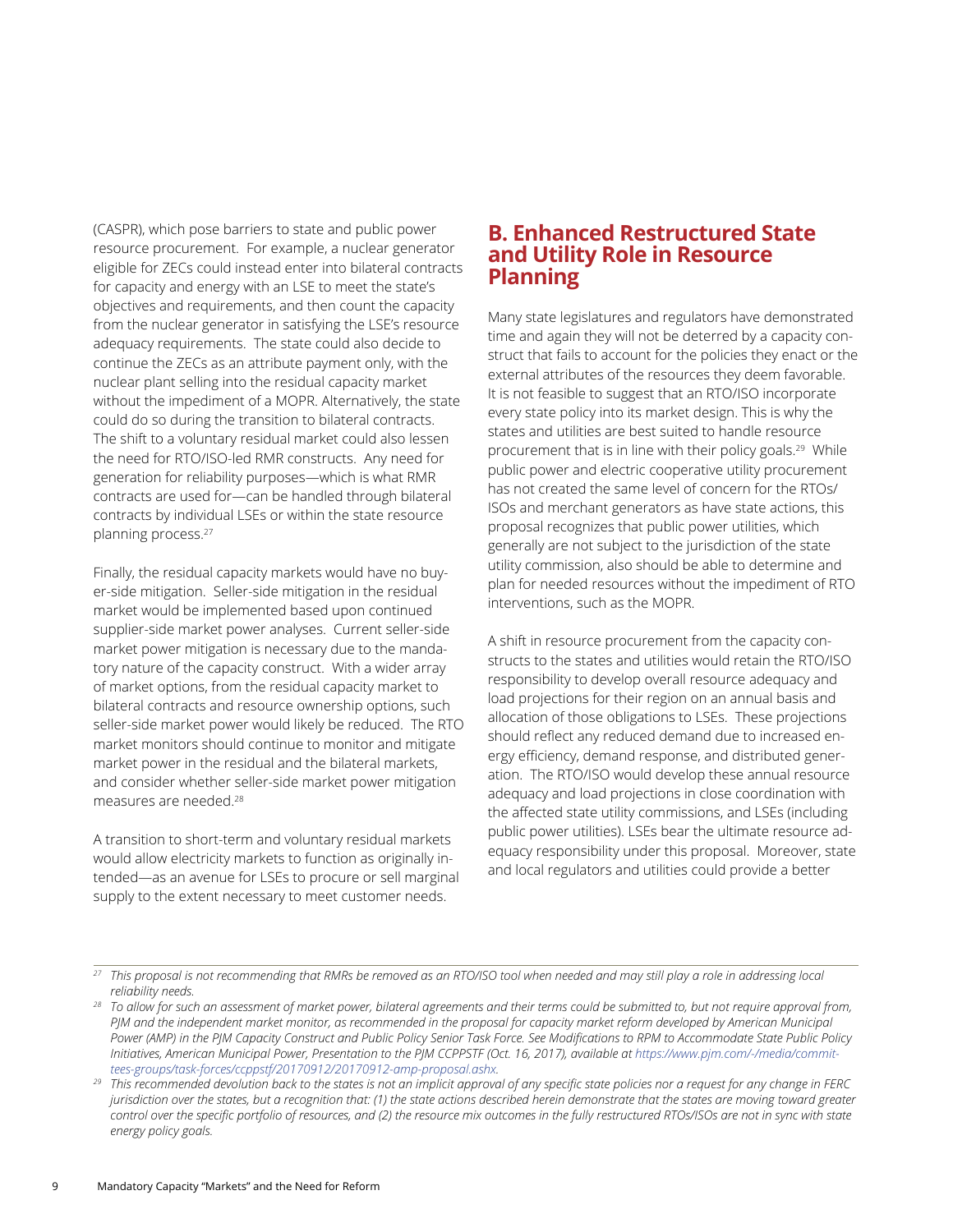(CASPR), which pose barriers to state and public power resource procurement. For example, a nuclear generator eligible for ZECs could instead enter into bilateral contracts for capacity and energy with an LSE to meet the state's objectives and requirements, and then count the capacity from the nuclear generator in satisfying the LSE's resource adequacy requirements. The state could also decide to continue the ZECs as an attribute payment only, with the nuclear plant selling into the residual capacity market without the impediment of a MOPR. Alternatively, the state could do so during the transition to bilateral contracts. The shift to a voluntary residual market could also lessen the need for RTO/ISO-led RMR constructs. Any need for generation for reliability purposes—which is what RMR contracts are used for—can be handled through bilateral contracts by individual LSEs or within the state resource planning process.[27]

Finally, the residual capacity markets would have no buyer-side mitigation. Seller-side mitigation in the residual market would be implemented based upon continued supplier-side market power analyses. Current seller-side market power mitigation is necessary due to the mandatory nature of the capacity construct. With a wider array of market options, from the residual capacity market to bilateral contracts and resource ownership options, such seller-side market power would likely be reduced. The RTO market monitors should continue to monitor and mitigate market power in the residual and the bilateral markets, and consider whether seller-side market power mitigation measures are needed.[28]

A transition to short-term and voluntary residual markets would allow electricity markets to function as originally intended—as an avenue for LSEs to procure or sell marginal supply to the extent necessary to meet customer needs.

## B. Enhanced Restructured State and Utility Role in Resource Planning

Many state legislatures and regulators have demonstrated time and again they will not be deterred by a capacity construct that fails to account for the policies they enact or the external attributes of the resources they deem favorable. It is not feasible to suggest that an RTO/ISO incorporate every state policy into its market design. This is why the states and utilities are best suited to handle resource procurement that is in line with their policy goals.[29] While public power and electric cooperative utility procurement has not created the same level of concern for the RTOs/ISOs and merchant generators as have state actions, this proposal recognizes that public power utilities, which generally are not subject to the jurisdiction of the state utility commission, also should be able to determine and plan for needed resources without the impediment of RTO interventions, such as the MOPR.

A shift in resource procurement from the capacity constructs to the states and utilities would retain the RTO/ISO responsibility to develop overall resource adequacy and load projections for their region on an annual basis and allocation of those obligations to LSEs. These projections should reflect any reduced demand due to increased energy efficiency, demand response, and distributed generation. The RTO/ISO would develop these annual resource adequacy and load projections in close coordination with the affected state utility commissions, and LSEs (including public power utilities). LSEs bear the ultimate resource adequacy responsibility under this proposal. Moreover, state and local regulators and utilities could provide a better

---

[27] *This proposal is not recommending that RMRs be removed as an RTO/ISO tool when needed and may still play a role in addressing local reliability needs.*

[28] *To allow for such an assessment of market power, bilateral agreements and their terms could be submitted to, but not require approval from, PJM and the independent market monitor, as recommended in the proposal for capacity market reform developed by American Municipal Power (AMP) in the PJM Capacity Construct and Public Policy Senior Task Force. See Modifications to RPM to Accommodate State Public Policy Initiatives, American Municipal Power, Presentation to the PJM CCPPSTF (Oct. 16, 2017), available at https://www.pjm.com/-/media/committees-groups/task-forces/ccppstf/20170912/20170912-amp-proposal.ashx.*

[29] *This recommended devolution back to the states is not an implicit approval of any specific state policies nor a request for any change in FERC jurisdiction over the states, but a recognition that: (1) the state actions described herein demonstrate that the states are moving toward greater control over the specific portfolio of resources, and (2) the resource mix outcomes in the fully restructured RTOs/ISOs are not in sync with state energy policy goals.*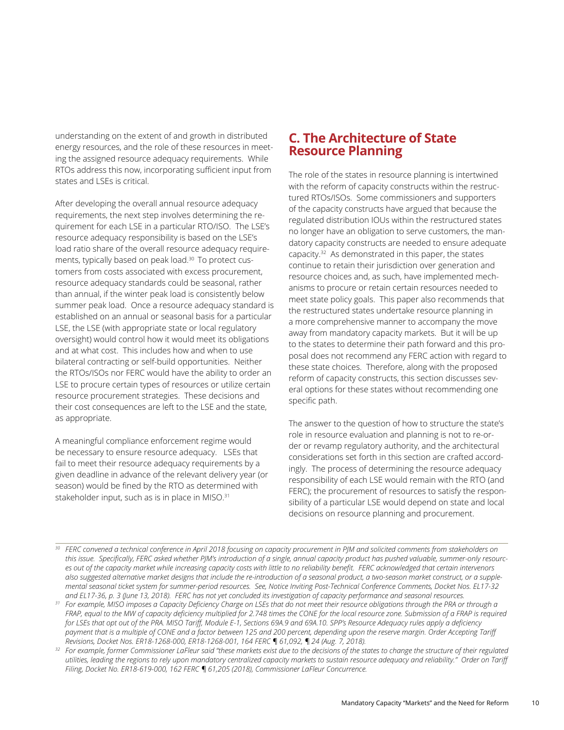understanding on the extent of and growth in distributed energy resources, and the role of these resources in meeting the assigned resource adequacy requirements. While RTOs address this now, incorporating sufficient input from states and LSEs is critical.

After developing the overall annual resource adequacy requirements, the next step involves determining the requirement for each LSE in a particular RTO/ISO. The LSE's resource adequacy responsibility is based on the LSE's load ratio share of the overall resource adequacy requirements, typically based on peak load.[30] To protect customers from costs associated with excess procurement, resource adequacy standards could be seasonal, rather than annual, if the winter peak load is consistently below summer peak load. Once a resource adequacy standard is established on an annual or seasonal basis for a particular LSE, the LSE (with appropriate state or local regulatory oversight) would control how it would meet its obligations and at what cost. This includes how and when to use bilateral contracting or self-build opportunities. Neither the RTOs/ISOs nor FERC would have the ability to order an LSE to procure certain types of resources or utilize certain resource procurement strategies. These decisions and their cost consequences are left to the LSE and the state, as appropriate.

A meaningful compliance enforcement regime would be necessary to ensure resource adequacy. LSEs that fail to meet their resource adequacy requirements by a given deadline in advance of the relevant delivery year (or season) would be fined by the RTO as determined with stakeholder input, such as is in place in MISO.[31]

## C. The Architecture of State Resource Planning

The role of the states in resource planning is intertwined with the reform of capacity constructs within the restructured RTOs/ISOs. Some commissioners and supporters of the capacity constructs have argued that because the regulated distribution IOUs within the restructured states no longer have an obligation to serve customers, the mandatory capacity constructs are needed to ensure adequate capacity.[32] As demonstrated in this paper, the states continue to retain their jurisdiction over generation and resource choices and, as such, have implemented mechanisms to procure or retain certain resources needed to meet state policy goals. This paper also recommends that the restructured states undertake resource planning in a more comprehensive manner to accompany the move away from mandatory capacity markets. But it will be up to the states to determine their path forward and this proposal does not recommend any FERC action with regard to these state choices. Therefore, along with the proposed reform of capacity constructs, this section discusses several options for these states without recommending one specific path.

The answer to the question of how to structure the state's role in resource evaluation and planning is not to re-order or revamp regulatory authority, and the architectural considerations set forth in this section are crafted accordingly. The process of determining the resource adequacy responsibility of each LSE would remain with the RTO (and FERC); the procurement of resources to satisfy the responsibility of a particular LSE would depend on state and local decisions on resource planning and procurement.

---

[30] *FERC convened a technical conference in April 2018 focusing on capacity procurement in PJM and solicited comments from stakeholders on this issue. Specifically, FERC asked whether PJM's introduction of a single, annual capacity product has pushed valuable, summer-only resources out of the capacity market while increasing capacity costs with little to no reliability benefit. FERC acknowledged that certain intervenors also suggested alternative market designs that include the re-introduction of a seasonal product, a two-season market construct, or a supplemental seasonal ticket system for summer-period resources. See, Notice Inviting Post-Technical Conference Comments, Docket Nos. EL17-32 and EL17-36, p. 3 (June 13, 2018). FERC has not yet concluded its investigation of capacity performance and seasonal resources.*

[31] *For example, MISO imposes a Capacity Deficiency Charge on LSEs that do not meet their resource obligations through the PRA or through a FRAP, equal to the MW of capacity deficiency multiplied for 2.748 times the CONE for the local resource zone. Submission of a FRAP is required for LSEs that opt out of the PRA. MISO Tariff, Module E-1, Sections 69A.9 and 69A.10. SPP's Resource Adequacy rules apply a deficiency payment that is a multiple of CONE and a factor between 125 and 200 percent, depending upon the reserve margin. Order Accepting Tariff Revisions, Docket Nos. ER18-1268-000, ER18-1268-001, 164 FERC ¶ 61,092, ¶ 24 (Aug. 7, 2018).*

[32] *For example, former Commissioner LaFleur said "these markets exist due to the decisions of the states to change the structure of their regulated utilities, leading the regions to rely upon mandatory centralized capacity markets to sustain resource adequacy and reliability." Order on Tariff Filing, Docket No. ER18-619-000, 162 FERC ¶ 61,205 (2018), Commissioner LaFleur Concurrence.*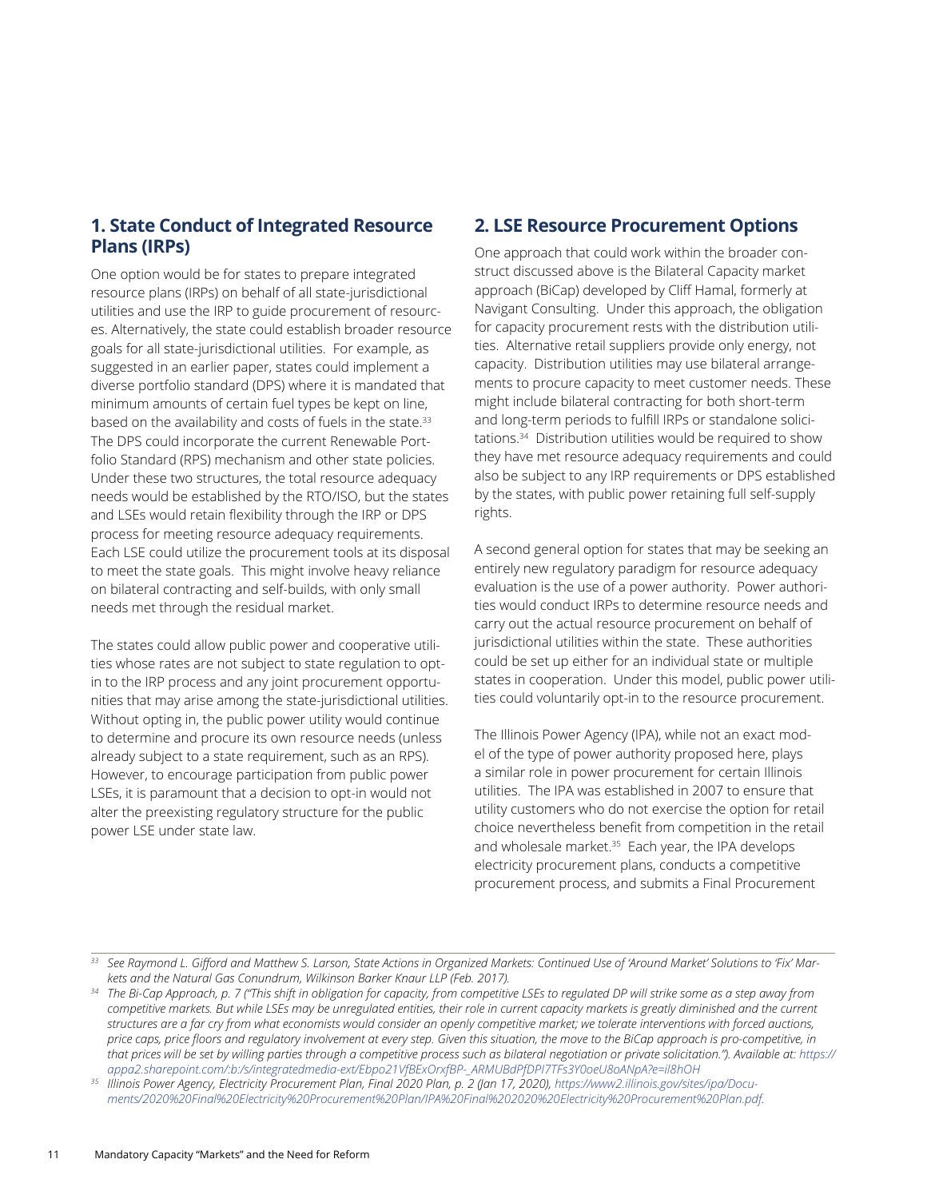## 1. State Conduct of Integrated Resource Plans (IRPs)

One option would be for states to prepare integrated resource plans (IRPs) on behalf of all state-jurisdictional utilities and use the IRP to guide procurement of resources. Alternatively, the state could establish broader resource goals for all state-jurisdictional utilities. For example, as suggested in an earlier paper, states could implement a diverse portfolio standard (DPS) where it is mandated that minimum amounts of certain fuel types be kept on line, based on the availability and costs of fuels in the state.[33] The DPS could incorporate the current Renewable Portfolio Standard (RPS) mechanism and other state policies. Under these two structures, the total resource adequacy needs would be established by the RTO/ISO, but the states and LSEs would retain flexibility through the IRP or DPS process for meeting resource adequacy requirements. Each LSE could utilize the procurement tools at its disposal to meet the state goals. This might involve heavy reliance on bilateral contracting and self-builds, with only small needs met through the residual market.

The states could allow public power and cooperative utilities whose rates are not subject to state regulation to opt-in to the IRP process and any joint procurement opportunities that may arise among the state-jurisdictional utilities. Without opting in, the public power utility would continue to determine and procure its own resource needs (unless already subject to a state requirement, such as an RPS). However, to encourage participation from public power LSEs, it is paramount that a decision to opt-in would not alter the preexisting regulatory structure for the public power LSE under state law.

## 2. LSE Resource Procurement Options

One approach that could work within the broader construct discussed above is the Bilateral Capacity market approach (BiCap) developed by Cliff Hamal, formerly at Navigant Consulting. Under this approach, the obligation for capacity procurement rests with the distribution utilities. Alternative retail suppliers provide only energy, not capacity. Distribution utilities may use bilateral arrangements to procure capacity to meet customer needs. These might include bilateral contracting for both short-term and long-term periods to fulfill IRPs or standalone solicitations.[34] Distribution utilities would be required to show they have met resource adequacy requirements and could also be subject to any IRP requirements or DPS established by the states, with public power retaining full self-supply rights.

A second general option for states that may be seeking an entirely new regulatory paradigm for resource adequacy evaluation is the use of a power authority. Power authorities would conduct IRPs to determine resource needs and carry out the actual resource procurement on behalf of jurisdictional utilities within the state. These authorities could be set up either for an individual state or multiple states in cooperation. Under this model, public power utilities could voluntarily opt-in to the resource procurement.

The Illinois Power Agency (IPA), while not an exact model of the type of power authority proposed here, plays a similar role in power procurement for certain Illinois utilities. The IPA was established in 2007 to ensure that utility customers who do not exercise the option for retail choice nevertheless benefit from competition in the retail and wholesale market.[35] Each year, the IPA develops electricity procurement plans, conducts a competitive procurement process, and submits a Final Procurement

---

[33] *See Raymond L. Gifford and Matthew S. Larson, State Actions in Organized Markets: Continued Use of 'Around Market' Solutions to 'Fix' Markets and the Natural Gas Conundrum, Wilkinson Barker Knaur LLP (Feb. 2017).*

[34] *The Bi-Cap Approach, p. 7 ("This shift in obligation for capacity, from competitive LSEs to regulated DP will strike some as a step away from competitive markets. But while LSEs may be unregulated entities, their role in current capacity markets is greatly diminished and the current structures are a far cry from what economists would consider an openly competitive market; we tolerate interventions with forced auctions, price caps, price floors and regulatory involvement at every step. Given this situation, the move to the BiCap approach is pro-competitive, in that prices will be set by willing parties through a competitive process such as bilateral negotiation or private solicitation."). Available at: https://appa2.sharepoint.com/:b:/s/integratedmedia-ext/Ebpo21VfBExOrxfBP-_ARMUBdPfDPI7TFs3Y0oeU8oANpA?e=il8hOH*

[35] *Illinois Power Agency, Electricity Procurement Plan, Final 2020 Plan, p. 2 (Jan 17, 2020), https://www2.illinois.gov/sites/ipa/Documents/2020%20Final%20Electricity%20Procurement%20Plan/IPA%20Final%202020%20Electricity%20Procurement%20Plan.pdf.*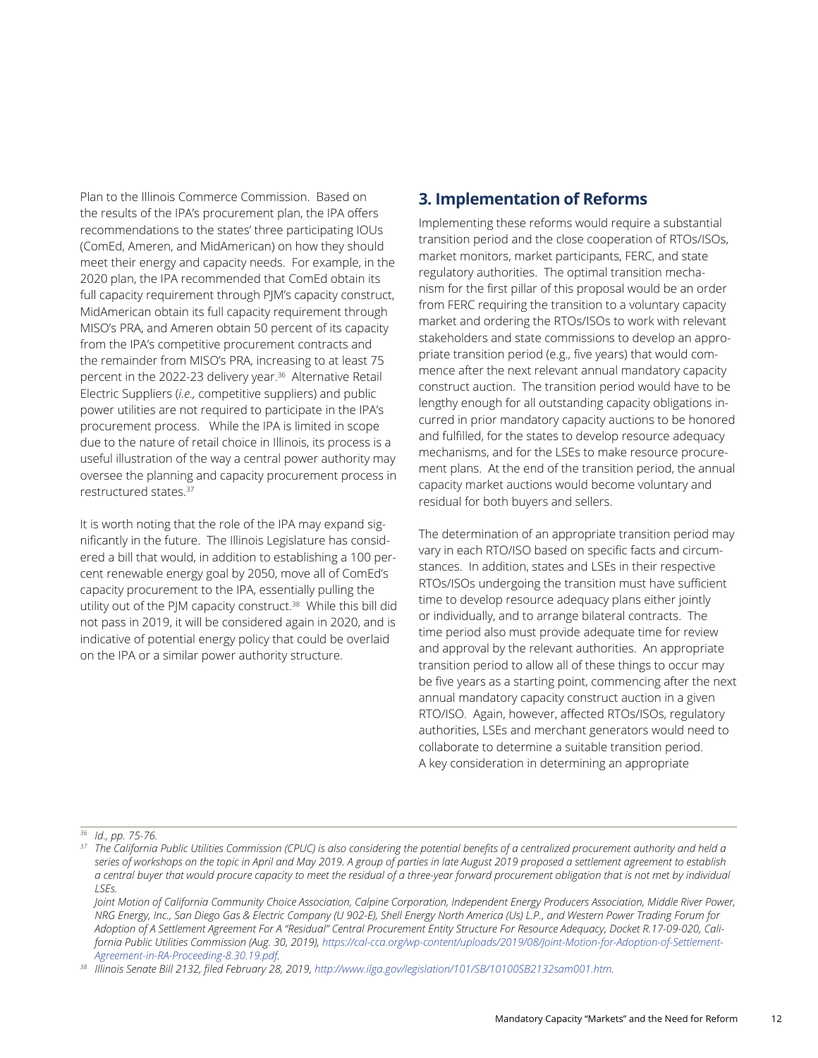Plan to the Illinois Commerce Commission. Based on the results of the IPA's procurement plan, the IPA offers recommendations to the states' three participating IOUs (ComEd, Ameren, and MidAmerican) on how they should meet their energy and capacity needs. For example, in the 2020 plan, the IPA recommended that ComEd obtain its full capacity requirement through PJM's capacity construct, MidAmerican obtain its full capacity requirement through MISO's PRA, and Ameren obtain 50 percent of its capacity from the IPA's competitive procurement contracts and the remainder from MISO's PRA, increasing to at least 75 percent in the 2022-23 delivery year.[36] Alternative Retail Electric Suppliers (*i.e.,* competitive suppliers) and public power utilities are not required to participate in the IPA's procurement process. While the IPA is limited in scope due to the nature of retail choice in Illinois, its process is a useful illustration of the way a central power authority may oversee the planning and capacity procurement process in restructured states.[37]

It is worth noting that the role of the IPA may expand significantly in the future. The Illinois Legislature has considered a bill that would, in addition to establishing a 100 percent renewable energy goal by 2050, move all of ComEd's capacity procurement to the IPA, essentially pulling the utility out of the PJM capacity construct.[38] While this bill did not pass in 2019, it will be considered again in 2020, and is indicative of potential energy policy that could be overlaid on the IPA or a similar power authority structure.

## 3. Implementation of Reforms

Implementing these reforms would require a substantial transition period and the close cooperation of RTOs/ISOs, market monitors, market participants, FERC, and state regulatory authorities. The optimal transition mechanism for the first pillar of this proposal would be an order from FERC requiring the transition to a voluntary capacity market and ordering the RTOs/ISOs to work with relevant stakeholders and state commissions to develop an appropriate transition period (e.g., five years) that would commence after the next relevant annual mandatory capacity construct auction. The transition period would have to be lengthy enough for all outstanding capacity obligations incurred in prior mandatory capacity auctions to be honored and fulfilled, for the states to develop resource adequacy mechanisms, and for the LSEs to make resource procurement plans. At the end of the transition period, the annual capacity market auctions would become voluntary and residual for both buyers and sellers.

The determination of an appropriate transition period may vary in each RTO/ISO based on specific facts and circumstances. In addition, states and LSEs in their respective RTOs/ISOs undergoing the transition must have sufficient time to develop resource adequacy plans either jointly or individually, and to arrange bilateral contracts. The time period also must provide adequate time for review and approval by the relevant authorities. An appropriate transition period to allow all of these things to occur may be five years as a starting point, commencing after the next annual mandatory capacity construct auction in a given RTO/ISO. Again, however, affected RTOs/ISOs, regulatory authorities, LSEs and merchant generators would need to collaborate to determine a suitable transition period. A key consideration in determining an appropriate

---

[36] *Id., pp. 75-76.*

[37] *The California Public Utilities Commission (CPUC) is also considering the potential benefits of a centralized procurement authority and held a series of workshops on the topic in April and May 2019. A group of parties in late August 2019 proposed a settlement agreement to establish a central buyer that would procure capacity to meet the residual of a three-year forward procurement obligation that is not met by individual LSEs.*

*Joint Motion of California Community Choice Association, Calpine Corporation, Independent Energy Producers Association, Middle River Power, NRG Energy, Inc., San Diego Gas & Electric Company (U 902-E), Shell Energy North America (Us) L.P., and Western Power Trading Forum for Adoption of A Settlement Agreement For A "Residual" Central Procurement Entity Structure For Resource Adequacy, Docket R.17-09-020, California Public Utilities Commission (Aug. 30, 2019), https://cal-cca.org/wp-content/uploads/2019/08/Joint-Motion-for-Adoption-of-Settlement-Agreement-in-RA-Proceeding-8.30.19.pdf.*

[38] *Illinois Senate Bill 2132, filed February 28, 2019, http://www.ilga.gov/legislation/101/SB/10100SB2132sam001.htm.*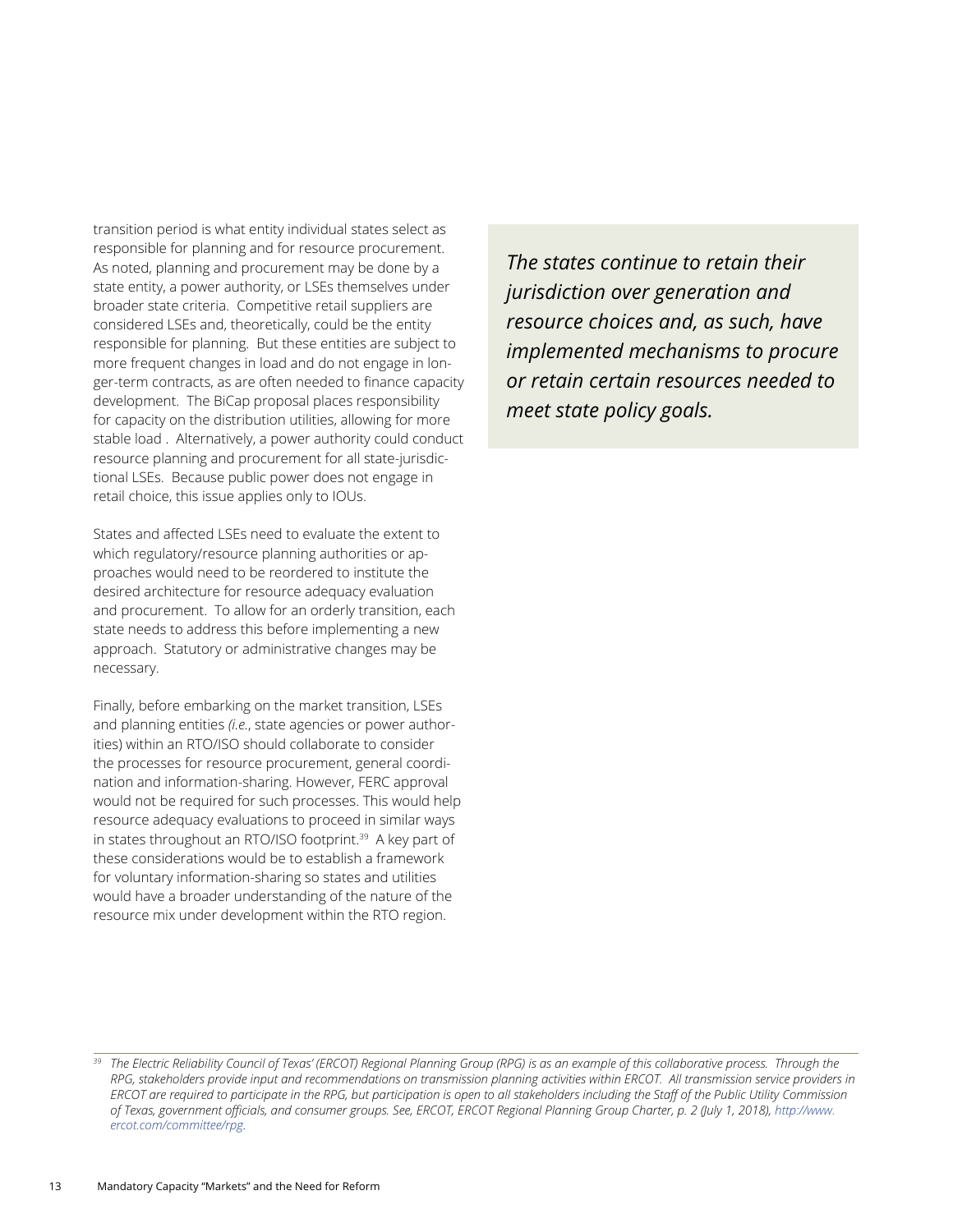transition period is what entity individual states select as responsible for planning and for resource procurement. As noted, planning and procurement may be done by a state entity, a power authority, or LSEs themselves under broader state criteria. Competitive retail suppliers are considered LSEs and, theoretically, could be the entity responsible for planning. But these entities are subject to more frequent changes in load and do not engage in longer-term contracts, as are often needed to finance capacity development. The BiCap proposal places responsibility for capacity on the distribution utilities, allowing for more stable load . Alternatively, a power authority could conduct resource planning and procurement for all state-jurisdictional LSEs. Because public power does not engage in retail choice, this issue applies only to IOUs.

*The states continue to retain their jurisdiction over generation and resource choices and, as such, have implemented mechanisms to procure or retain certain resources needed to meet state policy goals.*

States and affected LSEs need to evaluate the extent to which regulatory/resource planning authorities or approaches would need to be reordered to institute the desired architecture for resource adequacy evaluation and procurement. To allow for an orderly transition, each state needs to address this before implementing a new approach. Statutory or administrative changes may be necessary.

Finally, before embarking on the market transition, LSEs and planning entities *(i.e.*, state agencies or power authorities) within an RTO/ISO should collaborate to consider the processes for resource procurement, general coordination and information-sharing. However, FERC approval would not be required for such processes. This would help resource adequacy evaluations to proceed in similar ways in states throughout an RTO/ISO footprint.[39] A key part of these considerations would be to establish a framework for voluntary information-sharing so states and utilities would have a broader understanding of the nature of the resource mix under development within the RTO region.

---

[39] *The Electric Reliability Council of Texas' (ERCOT) Regional Planning Group (RPG) is as an example of this collaborative process. Through the RPG, stakeholders provide input and recommendations on transmission planning activities within ERCOT. All transmission service providers in ERCOT are required to participate in the RPG, but participation is open to all stakeholders including the Staff of the Public Utility Commission of Texas, government officials, and consumer groups. See, ERCOT, ERCOT Regional Planning Group Charter, p. 2 (July 1, 2018), http://www.ercot.com/committee/rpg.*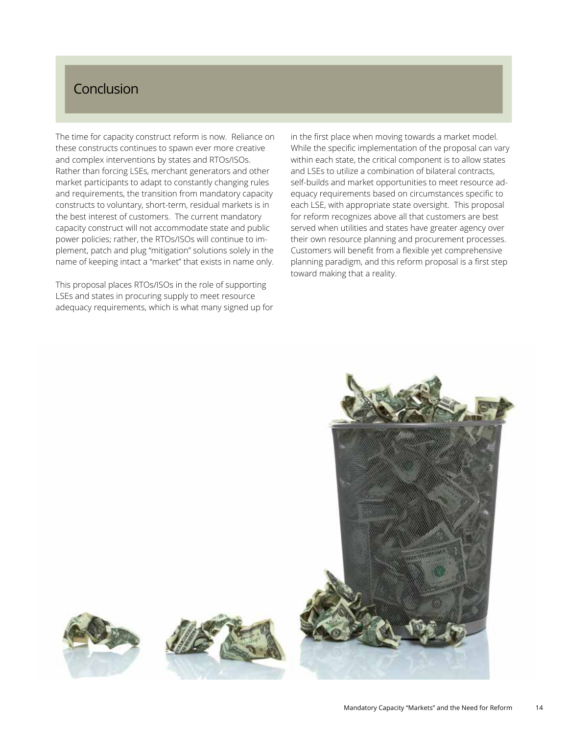## Conclusion

The time for capacity construct reform is now. Reliance on these constructs continues to spawn ever more creative and complex interventions by states and RTOs/ISOs. Rather than forcing LSEs, merchant generators and other market participants to adapt to constantly changing rules and requirements, the transition from mandatory capacity constructs to voluntary, short-term, residual markets is in the best interest of customers. The current mandatory capacity construct will not accommodate state and public power policies; rather, the RTOs/ISOs will continue to implement, patch and plug "mitigation" solutions solely in the name of keeping intact a "market" that exists in name only.

This proposal places RTOs/ISOs in the role of supporting LSEs and states in procuring supply to meet resource adequacy requirements, which is what many signed up for in the first place when moving towards a market model. While the specific implementation of the proposal can vary within each state, the critical component is to allow states and LSEs to utilize a combination of bilateral contracts, self-builds and market opportunities to meet resource adequacy requirements based on circumstances specific to each LSE, with appropriate state oversight. This proposal for reform recognizes above all that customers are best served when utilities and states have greater agency over their own resource planning and procurement processes. Customers will benefit from a flexible yet comprehensive planning paradigm, and this reform proposal is a first step toward making that a reality.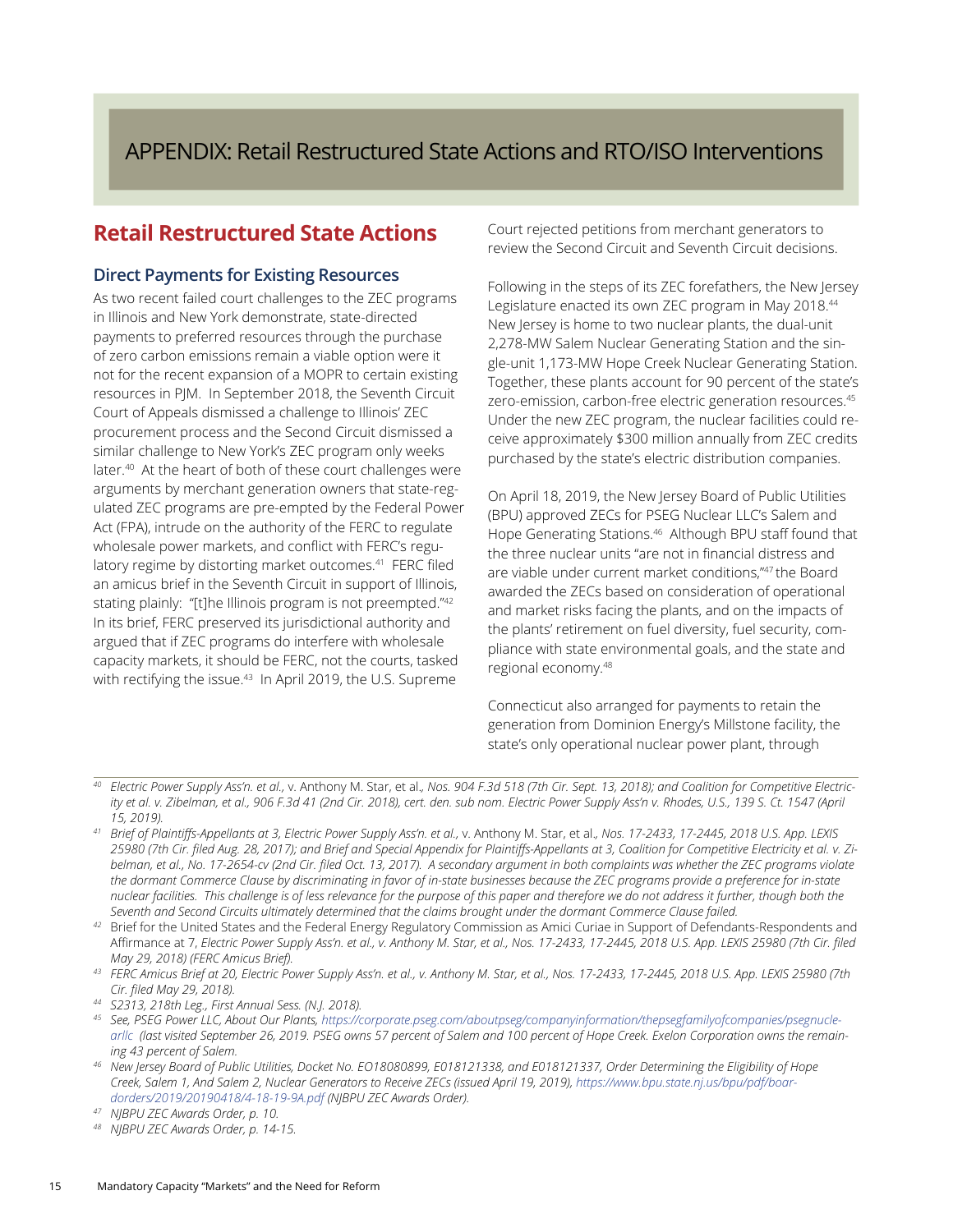# APPENDIX: Retail Restructured State Actions and RTO/ISO Interventions

## Retail Restructured State Actions

### Direct Payments for Existing Resources

As two recent failed court challenges to the ZEC programs in Illinois and New York demonstrate, state-directed payments to preferred resources through the purchase of zero carbon emissions remain a viable option were it not for the recent expansion of a MOPR to certain existing resources in PJM. In September 2018, the Seventh Circuit Court of Appeals dismissed a challenge to Illinois' ZEC procurement process and the Second Circuit dismissed a similar challenge to New York's ZEC program only weeks later.[40] At the heart of both of these court challenges were arguments by merchant generation owners that state-regulated ZEC programs are pre-empted by the Federal Power Act (FPA), intrude on the authority of the FERC to regulate wholesale power markets, and conflict with FERC's regulatory regime by distorting market outcomes.[41] FERC filed an amicus brief in the Seventh Circuit in support of Illinois, stating plainly: "[t]he Illinois program is not preempted."[42] In its brief, FERC preserved its jurisdictional authority and argued that if ZEC programs do interfere with wholesale capacity markets, it should be FERC, not the courts, tasked with rectifying the issue.[43] In April 2019, the U.S. Supreme Court rejected petitions from merchant generators to review the Second Circuit and Seventh Circuit decisions.

Following in the steps of its ZEC forefathers, the New Jersey Legislature enacted its own ZEC program in May 2018.[44] New Jersey is home to two nuclear plants, the dual-unit 2,278-MW Salem Nuclear Generating Station and the single-unit 1,173-MW Hope Creek Nuclear Generating Station. Together, these plants account for 90 percent of the state's zero-emission, carbon-free electric generation resources.[45] Under the new ZEC program, the nuclear facilities could receive approximately $300 million annually from ZEC credits purchased by the state's electric distribution companies.

On April 18, 2019, the New Jersey Board of Public Utilities (BPU) approved ZECs for PSEG Nuclear LLC's Salem and Hope Generating Stations.[46] Although BPU staff found that the three nuclear units "are not in financial distress and are viable under current market conditions,"[47] the Board awarded the ZECs based on consideration of operational and market risks facing the plants, and on the impacts of the plants' retirement on fuel diversity, fuel security, compliance with state environmental goals, and the state and regional economy.[48]

Connecticut also arranged for payments to retain the generation from Dominion Energy's Millstone facility, the state's only operational nuclear power plant, through

---

[40] *Electric Power Supply Ass'n. et al.*, v. Anthony M. Star, et al., *Nos. 904 F.3d 518 (7th Cir. Sept. 13, 2018); and Coalition for Competitive Electricity et al. v. Zibelman, et al., 906 F.3d 41 (2nd Cir. 2018), cert. den. sub nom. Electric Power Supply Ass'n v. Rhodes, U.S., 139 S. Ct. 1547 (April 15, 2019).*

[41] *Brief of Plaintiffs-Appellants at 3, Electric Power Supply Ass'n. et al.,* v. Anthony M. Star, et al., *Nos. 17-2433, 17-2445, 2018 U.S. App. LEXIS 25980 (7th Cir. filed Aug. 28, 2017); and Brief and Special Appendix for Plaintiffs-Appellants at 3, Coalition for Competitive Electricity et al. v. Zibelman, et al., No. 17-2654-cv (2nd Cir. filed Oct. 13, 2017). A secondary argument in both complaints was whether the ZEC programs violate the dormant Commerce Clause by discriminating in favor of in-state businesses because the ZEC programs provide a preference for in-state nuclear facilities. This challenge is of less relevance for the purpose of this paper and therefore we do not address it further, though both the Seventh and Second Circuits ultimately determined that the claims brought under the dormant Commerce Clause failed.*

[42] Brief for the United States and the Federal Energy Regulatory Commission as Amici Curiae in Support of Defendants-Respondents and Affirmance at 7, *Electric Power Supply Ass'n. et al., v. Anthony M. Star, et al., Nos. 17-2433, 17-2445, 2018 U.S. App. LEXIS 25980 (7th Cir. filed May 29, 2018) (FERC Amicus Brief).*

[43] *FERC Amicus Brief at 20, Electric Power Supply Ass'n. et al., v. Anthony M. Star, et al., Nos. 17-2433, 17-2445, 2018 U.S. App. LEXIS 25980 (7th Cir. filed May 29, 2018).*

[44] *S2313, 218th Leg., First Annual Sess. (N.J. 2018).*

[45] *See, PSEG Power LLC, About Our Plants, https://corporate.pseg.com/aboutpseg/companyinformation/thepsegfamilyofcompanies/psegnuclearllc (last visited September 26, 2019. PSEG owns 57 percent of Salem and 100 percent of Hope Creek. Exelon Corporation owns the remaining 43 percent of Salem.*

[46] *New Jersey Board of Public Utilities, Docket No. EO18080899, E018121338, and E018121337, Order Determining the Eligibility of Hope Creek, Salem 1, And Salem 2, Nuclear Generators to Receive ZECs (issued April 19, 2019), https://www.bpu.state.nj.us/bpu/pdf/boardorders/2019/20190418/4-18-19-9A.pdf (NJBPU ZEC Awards Order).*

[47] *NJBPU ZEC Awards Order, p. 10.*

[48] *NJBPU ZEC Awards Order, p. 14-15.*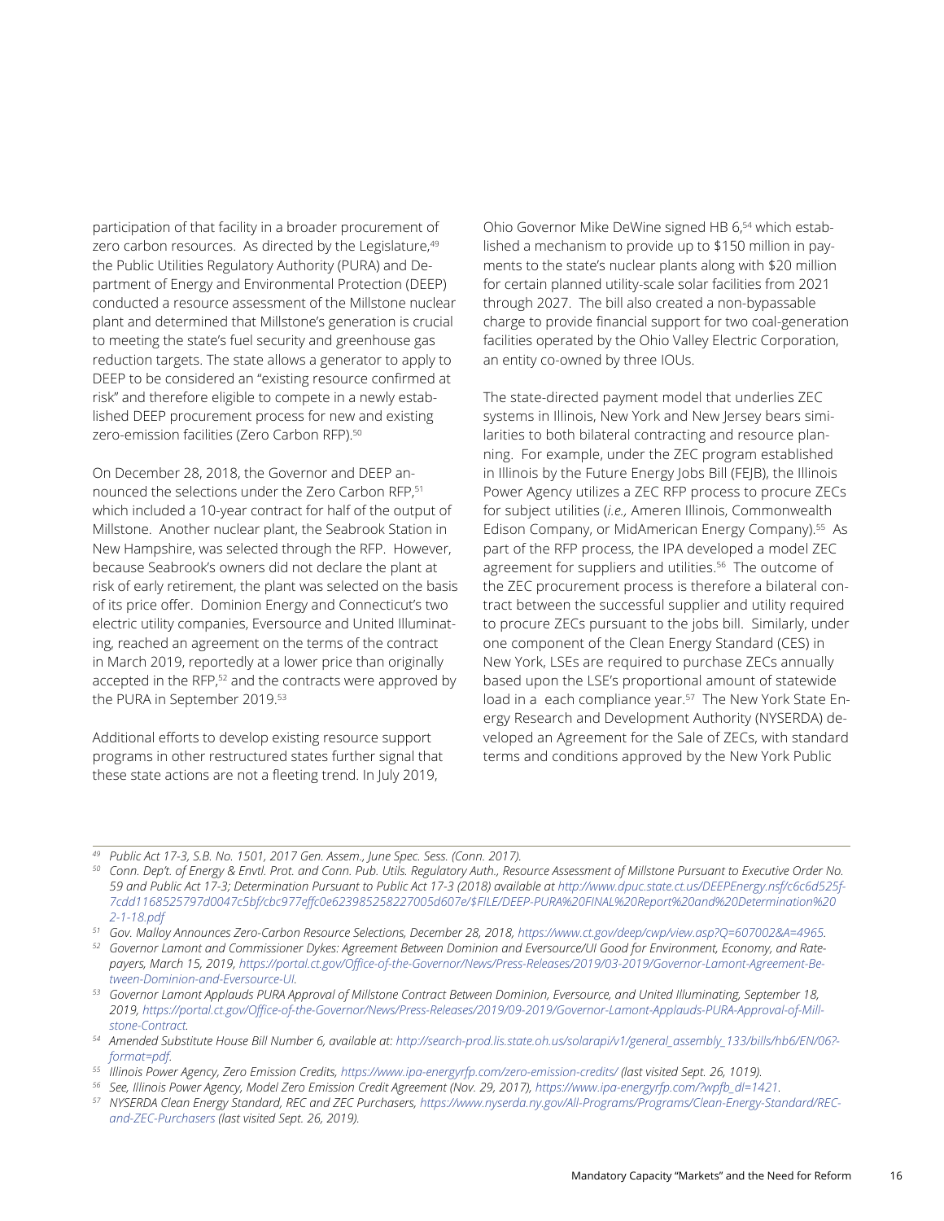participation of that facility in a broader procurement of zero carbon resources. As directed by the Legislature,[49] the Public Utilities Regulatory Authority (PURA) and Department of Energy and Environmental Protection (DEEP) conducted a resource assessment of the Millstone nuclear plant and determined that Millstone's generation is crucial to meeting the state's fuel security and greenhouse gas reduction targets. The state allows a generator to apply to DEEP to be considered an "existing resource confirmed at risk" and therefore eligible to compete in a newly established DEEP procurement process for new and existing zero-emission facilities (Zero Carbon RFP).[50]

On December 28, 2018, the Governor and DEEP announced the selections under the Zero Carbon RFP,[51] which included a 10-year contract for half of the output of Millstone. Another nuclear plant, the Seabrook Station in New Hampshire, was selected through the RFP. However, because Seabrook's owners did not declare the plant at risk of early retirement, the plant was selected on the basis of its price offer. Dominion Energy and Connecticut's two electric utility companies, Eversource and United Illuminating, reached an agreement on the terms of the contract in March 2019, reportedly at a lower price than originally accepted in the RFP,[52] and the contracts were approved by the PURA in September 2019.[53]

Additional efforts to develop existing resource support programs in other restructured states further signal that these state actions are not a fleeting trend. In July 2019, Ohio Governor Mike DeWine signed HB 6,[54] which established a mechanism to provide up to $150 million in payments to the state's nuclear plants along with $20 million for certain planned utility-scale solar facilities from 2021 through 2027. The bill also created a non-bypassable charge to provide financial support for two coal-generation facilities operated by the Ohio Valley Electric Corporation, an entity co-owned by three IOUs.

The state-directed payment model that underlies ZEC systems in Illinois, New York and New Jersey bears similarities to both bilateral contracting and resource planning. For example, under the ZEC program established in Illinois by the Future Energy Jobs Bill (FEJB), the Illinois Power Agency utilizes a ZEC RFP process to procure ZECs for subject utilities (*i.e.,* Ameren Illinois, Commonwealth Edison Company, or MidAmerican Energy Company).[55] As part of the RFP process, the IPA developed a model ZEC agreement for suppliers and utilities.[56] The outcome of the ZEC procurement process is therefore a bilateral contract between the successful supplier and utility required to procure ZECs pursuant to the jobs bill. Similarly, under one component of the Clean Energy Standard (CES) in New York, LSEs are required to purchase ZECs annually based upon the LSE's proportional amount of statewide load in a each compliance year.[57] The New York State Energy Research and Development Authority (NYSERDA) developed an Agreement for the Sale of ZECs, with standard terms and conditions approved by the New York Public

---

*[49] Public Act 17-3, S.B. No. 1501, 2017 Gen. Assem., June Spec. Sess. (Conn. 2017).*

*[50] Conn. Dep't. of Energy & Envtl. Prot. and Conn. Pub. Utils. Regulatory Auth., Resource Assessment of Millstone Pursuant to Executive Order No. 59 and Public Act 17-3; Determination Pursuant to Public Act 17-3 (2018) available at http://www.dpuc.state.ct.us/DEEPEnergy.nsf/c6c6d525f7cdd1168525797d0047c5bf/cbc977effc0e623985258227005d607e/$FILE/DEEP-PURA%20FINAL%20Report%20and%20Determination%202-1-18.pdf*

*[51] Gov. Malloy Announces Zero-Carbon Resource Selections, December 28, 2018, https://www.ct.gov/deep/cwp/view.asp?Q=607002&A=4965.*

*[52] Governor Lamont and Commissioner Dykes: Agreement Between Dominion and Eversource/UI Good for Environment, Economy, and Ratepayers, March 15, 2019, https://portal.ct.gov/Office-of-the-Governor/News/Press-Releases/2019/03-2019/Governor-Lamont-Agreement-Between-Dominion-and-Eversource-UI.*

*[53] Governor Lamont Applauds PURA Approval of Millstone Contract Between Dominion, Eversource, and United Illuminating, September 18, 2019, https://portal.ct.gov/Office-of-the-Governor/News/Press-Releases/2019/09-2019/Governor-Lamont-Applauds-PURA-Approval-of-Millstone-Contract.*

*[54] Amended Substitute House Bill Number 6, available at: http://search-prod.lis.state.oh.us/solarapi/v1/general_assembly_133/bills/hb6/EN/06?format=pdf.*

*[55] Illinois Power Agency, Zero Emission Credits, https://www.ipa-energyrfp.com/zero-emission-credits/ (last visited Sept. 26, 1019).*

*[56] See, Illinois Power Agency, Model Zero Emission Credit Agreement (Nov. 29, 2017), https://www.ipa-energyrfp.com/?wpfb_dl=1421.*

*[57] NYSERDA Clean Energy Standard, REC and ZEC Purchasers, https://www.nyserda.ny.gov/All-Programs/Programs/Clean-Energy-Standard/REC-and-ZEC-Purchasers (last visited Sept. 26, 2019).*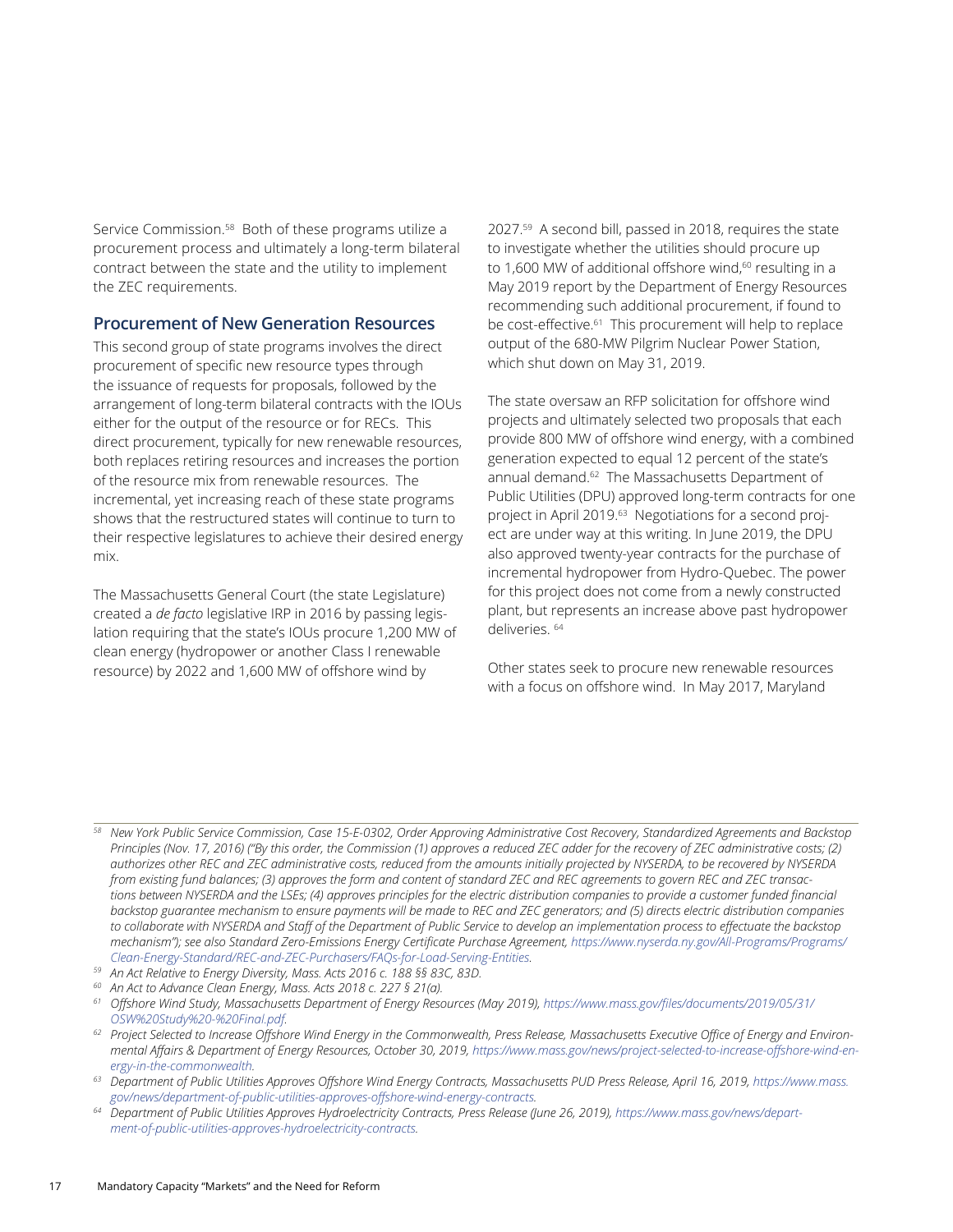Service Commission.[58] Both of these programs utilize a procurement process and ultimately a long-term bilateral contract between the state and the utility to implement the ZEC requirements.

### Procurement of New Generation Resources

This second group of state programs involves the direct procurement of specific new resource types through the issuance of requests for proposals, followed by the arrangement of long-term bilateral contracts with the IOUs either for the output of the resource or for RECs. This direct procurement, typically for new renewable resources, both replaces retiring resources and increases the portion of the resource mix from renewable resources. The incremental, yet increasing reach of these state programs shows that the restructured states will continue to turn to their respective legislatures to achieve their desired energy mix.

The Massachusetts General Court (the state Legislature) created a *de facto* legislative IRP in 2016 by passing legislation requiring that the state's IOUs procure 1,200 MW of clean energy (hydropower or another Class I renewable resource) by 2022 and 1,600 MW of offshore wind by 2027.[59] A second bill, passed in 2018, requires the state to investigate whether the utilities should procure up to 1,600 MW of additional offshore wind,[60] resulting in a May 2019 report by the Department of Energy Resources recommending such additional procurement, if found to be cost-effective.[61] This procurement will help to replace output of the 680-MW Pilgrim Nuclear Power Station, which shut down on May 31, 2019.

The state oversaw an RFP solicitation for offshore wind projects and ultimately selected two proposals that each provide 800 MW of offshore wind energy, with a combined generation expected to equal 12 percent of the state's annual demand.[62] The Massachusetts Department of Public Utilities (DPU) approved long-term contracts for one project in April 2019.[63] Negotiations for a second project are under way at this writing. In June 2019, the DPU also approved twenty-year contracts for the purchase of incremental hydropower from Hydro-Quebec. The power for this project does not come from a newly constructed plant, but represents an increase above past hydropower deliveries.[64]

Other states seek to procure new renewable resources with a focus on offshore wind. In May 2017, Maryland

---

[58] *New York Public Service Commission, Case 15-E-0302, Order Approving Administrative Cost Recovery, Standardized Agreements and Backstop Principles (Nov. 17, 2016) ("By this order, the Commission (1) approves a reduced ZEC adder for the recovery of ZEC administrative costs; (2) authorizes other REC and ZEC administrative costs, reduced from the amounts initially projected by NYSERDA, to be recovered by NYSERDA from existing fund balances; (3) approves the form and content of standard ZEC and REC agreements to govern REC and ZEC transactions between NYSERDA and the LSEs; (4) approves principles for the electric distribution companies to provide a customer funded financial backstop guarantee mechanism to ensure payments will be made to REC and ZEC generators; and (5) directs electric distribution companies to collaborate with NYSERDA and Staff of the Department of Public Service to develop an implementation process to effectuate the backstop mechanism"); see also Standard Zero-Emissions Energy Certificate Purchase Agreement, https://www.nyserda.ny.gov/All-Programs/Programs/Clean-Energy-Standard/REC-and-ZEC-Purchasers/FAQs-for-Load-Serving-Entities.*

[59] *An Act Relative to Energy Diversity, Mass. Acts 2016 c. 188 §§ 83C, 83D.*

[60] *An Act to Advance Clean Energy, Mass. Acts 2018 c. 227 § 21(a).*

[61] *Offshore Wind Study, Massachusetts Department of Energy Resources (May 2019), https://www.mass.gov/files/documents/2019/05/31/OSW%20Study%20-%20Final.pdf.*

[62] *Project Selected to Increase Offshore Wind Energy in the Commonwealth, Press Release, Massachusetts Executive Office of Energy and Environmental Affairs & Department of Energy Resources, October 30, 2019, https://www.mass.gov/news/project-selected-to-increase-offshore-wind-energy-in-the-commonwealth.*

[63] *Department of Public Utilities Approves Offshore Wind Energy Contracts, Massachusetts PUD Press Release, April 16, 2019, https://www.mass.gov/news/department-of-public-utilities-approves-offshore-wind-energy-contracts.*

[64] *Department of Public Utilities Approves Hydroelectricity Contracts, Press Release (June 26, 2019), https://www.mass.gov/news/department-of-public-utilities-approves-hydroelectricity-contracts.*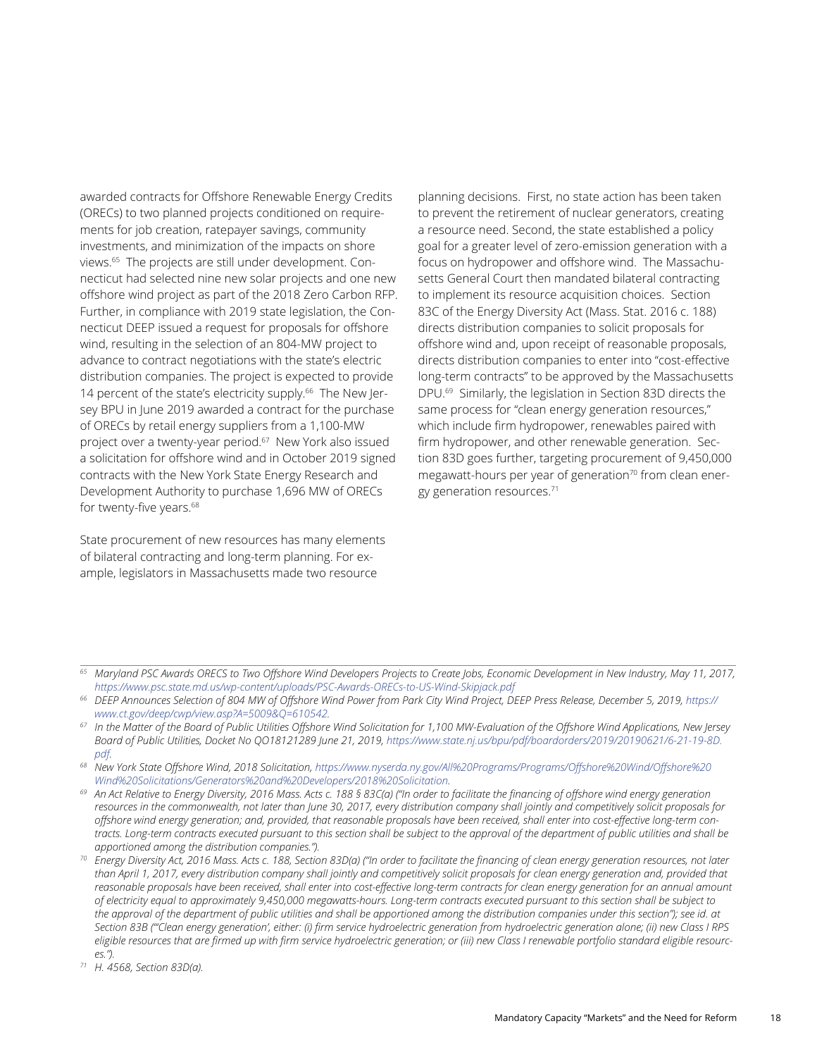awarded contracts for Offshore Renewable Energy Credits (ORECs) to two planned projects conditioned on requirements for job creation, ratepayer savings, community investments, and minimization of the impacts on shore views.[65] The projects are still under development. Connecticut had selected nine new solar projects and one new offshore wind project as part of the 2018 Zero Carbon RFP. Further, in compliance with 2019 state legislation, the Connecticut DEEP issued a request for proposals for offshore wind, resulting in the selection of an 804-MW project to advance to contract negotiations with the state's electric distribution companies. The project is expected to provide 14 percent of the state's electricity supply.[66] The New Jersey BPU in June 2019 awarded a contract for the purchase of ORECs by retail energy suppliers from a 1,100-MW project over a twenty-year period.[67] New York also issued a solicitation for offshore wind and in October 2019 signed contracts with the New York State Energy Research and Development Authority to purchase 1,696 MW of ORECs for twenty-five years.[68]

State procurement of new resources has many elements of bilateral contracting and long-term planning. For example, legislators in Massachusetts made two resource planning decisions. First, no state action has been taken to prevent the retirement of nuclear generators, creating a resource need. Second, the state established a policy goal for a greater level of zero-emission generation with a focus on hydropower and offshore wind. The Massachusetts General Court then mandated bilateral contracting to implement its resource acquisition choices. Section 83C of the Energy Diversity Act (Mass. Stat. 2016 c. 188) directs distribution companies to solicit proposals for offshore wind and, upon receipt of reasonable proposals, directs distribution companies to enter into "cost-effective long-term contracts" to be approved by the Massachusetts DPU.[69] Similarly, the legislation in Section 83D directs the same process for "clean energy generation resources," which include firm hydropower, renewables paired with firm hydropower, and other renewable generation. Section 83D goes further, targeting procurement of 9,450,000 megawatt-hours per year of generation[70] from clean energy generation resources.[71]

---

[65] *Maryland PSC Awards ORECS to Two Offshore Wind Developers Projects to Create Jobs, Economic Development in New Industry, May 11, 2017, https://www.psc.state.md.us/wp-content/uploads/PSC-Awards-ORECs-to-US-Wind-Skipjack.pdf*

[66] *DEEP Announces Selection of 804 MW of Offshore Wind Power from Park City Wind Project, DEEP Press Release, December 5, 2019, https://www.ct.gov/deep/cwp/view.asp?A=5009&Q=610542.*

[67] *In the Matter of the Board of Public Utilities Offshore Wind Solicitation for 1,100 MW-Evaluation of the Offshore Wind Applications, New Jersey Board of Public Utilities, Docket No QO18121289 June 21, 2019, https://www.state.nj.us/bpu/pdf/boardorders/2019/20190621/6-21-19-8D.pdf.*

[68] *New York State Offshore Wind, 2018 Solicitation, https://www.nyserda.ny.gov/All%20Programs/Programs/Offshore%20Wind/Offshore%20Wind%20Solicitations/Generators%20and%20Developers/2018%20Solicitation.*

[69] *An Act Relative to Energy Diversity, 2016 Mass. Acts c. 188 § 83C(a) ("In order to facilitate the financing of offshore wind energy generation resources in the commonwealth, not later than June 30, 2017, every distribution company shall jointly and competitively solicit proposals for offshore wind energy generation; and, provided, that reasonable proposals have been received, shall enter into cost-effective long-term contracts. Long-term contracts executed pursuant to this section shall be subject to the approval of the department of public utilities and shall be apportioned among the distribution companies.").*

[70] *Energy Diversity Act, 2016 Mass. Acts c. 188, Section 83D(a) ("In order to facilitate the financing of clean energy generation resources, not later than April 1, 2017, every distribution company shall jointly and competitively solicit proposals for clean energy generation and, provided that reasonable proposals have been received, shall enter into cost-effective long-term contracts for clean energy generation for an annual amount of electricity equal to approximately 9,450,000 megawatts-hours. Long-term contracts executed pursuant to this section shall be subject to the approval of the department of public utilities and shall be apportioned among the distribution companies under this section"); see id. at Section 83B ("'Clean energy generation', either: (i) firm service hydroelectric generation from hydroelectric generation alone; (ii) new Class I RPS eligible resources that are firmed up with firm service hydroelectric generation; or (iii) new Class I renewable portfolio standard eligible resources.").*

[71] *H. 4568, Section 83D(a).*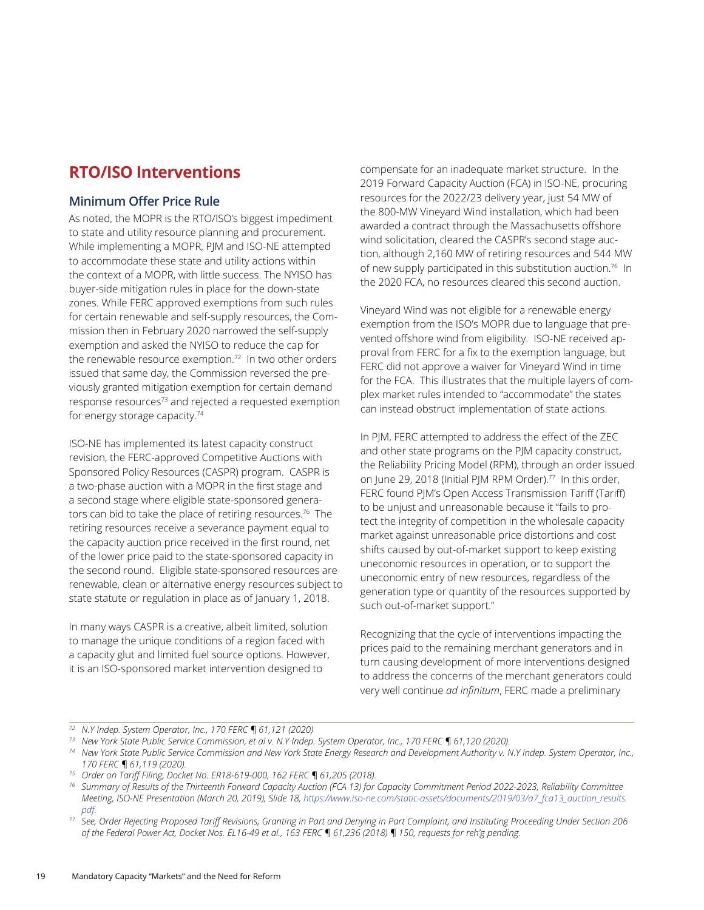## RTO/ISO Interventions

### Minimum Offer Price Rule

As noted, the MOPR is the RTO/ISO's biggest impediment to state and utility resource planning and procurement. While implementing a MOPR, PJM and ISO-NE attempted to accommodate these state and utility actions within the context of a MOPR, with little success. The NYISO has buyer-side mitigation rules in place for the down-state zones. While FERC approved exemptions from such rules for certain renewable and self-supply resources, the Commission then in February 2020 narrowed the self-supply exemption and asked the NYISO to reduce the cap for the renewable resource exemption.[72] In two other orders issued that same day, the Commission reversed the previously granted mitigation exemption for certain demand response resources[73] and rejected a requested exemption for energy storage capacity.[74]

ISO-NE has implemented its latest capacity construct revision, the FERC-approved Competitive Auctions with Sponsored Policy Resources (CASPR) program. CASPR is a two-phase auction with a MOPR in the first stage and a second stage where eligible state-sponsored generators can bid to take the place of retiring resources.[76] The retiring resources receive a severance payment equal to the capacity auction price received in the first round, net of the lower price paid to the state-sponsored capacity in the second round. Eligible state-sponsored resources are renewable, clean or alternative energy resources subject to state statute or regulation in place as of January 1, 2018.

In many ways CASPR is a creative, albeit limited, solution to manage the unique conditions of a region faced with a capacity glut and limited fuel source options. However, it is an ISO-sponsored market intervention designed to compensate for an inadequate market structure. In the 2019 Forward Capacity Auction (FCA) in ISO-NE, procuring resources for the 2022/23 delivery year, just 54 MW of the 800-MW Vineyard Wind installation, which had been awarded a contract through the Massachusetts offshore wind solicitation, cleared the CASPR's second stage auction, although 2,160 MW of retiring resources and 544 MW of new supply participated in this substitution auction.[76] In the 2020 FCA, no resources cleared this second auction.

Vineyard Wind was not eligible for a renewable energy exemption from the ISO's MOPR due to language that prevented offshore wind from eligibility. ISO-NE received approval from FERC for a fix to the exemption language, but FERC did not approve a waiver for Vineyard Wind in time for the FCA. This illustrates that the multiple layers of complex market rules intended to "accommodate" the states can instead obstruct implementation of state actions.

In PJM, FERC attempted to address the effect of the ZEC and other state programs on the PJM capacity construct, the Reliability Pricing Model (RPM), through an order issued on June 29, 2018 (Initial PJM RPM Order).[77] In this order, FERC found PJM's Open Access Transmission Tariff (Tariff) to be unjust and unreasonable because it "fails to protect the integrity of competition in the wholesale capacity market against unreasonable price distortions and cost shifts caused by out-of-market support to keep existing uneconomic resources in operation, or to support the uneconomic entry of new resources, regardless of the generation type or quantity of the resources supported by such out-of-market support."

Recognizing that the cycle of interventions impacting the prices paid to the remaining merchant generators and in turn causing development of more interventions designed to address the concerns of the merchant generators could very well continue *ad infinitum*, FERC made a preliminary

---

[72] *N.Y Indep. System Operator, Inc., 170 FERC ¶ 61,121 (2020)*

[73] *New York State Public Service Commission, et al v. N.Y Indep. System Operator, Inc., 170 FERC ¶ 61,120 (2020).*

[74] *New York State Public Service Commission and New York State Energy Research and Development Authority v. N.Y Indep. System Operator, Inc., 170 FERC ¶ 61,119 (2020).*

[75] *Order on Tariff Filing, Docket No. ER18-619-000, 162 FERC ¶ 61,205 (2018).*

[76] *Summary of Results of the Thirteenth Forward Capacity Auction (FCA 13) for Capacity Commitment Period 2022-2023, Reliability Committee Meeting, ISO-NE Presentation (March 20, 2019), Slide 18, https://www.iso-ne.com/static-assets/documents/2019/03/a7_fca13_auction_results.pdf.*

[77] *See, Order Rejecting Proposed Tariff Revisions, Granting in Part and Denying in Part Complaint, and Instituting Proceeding Under Section 206 of the Federal Power Act, Docket Nos. EL16-49 et al., 163 FERC ¶ 61,236 (2018) ¶ 150, requests for reh'g pending.*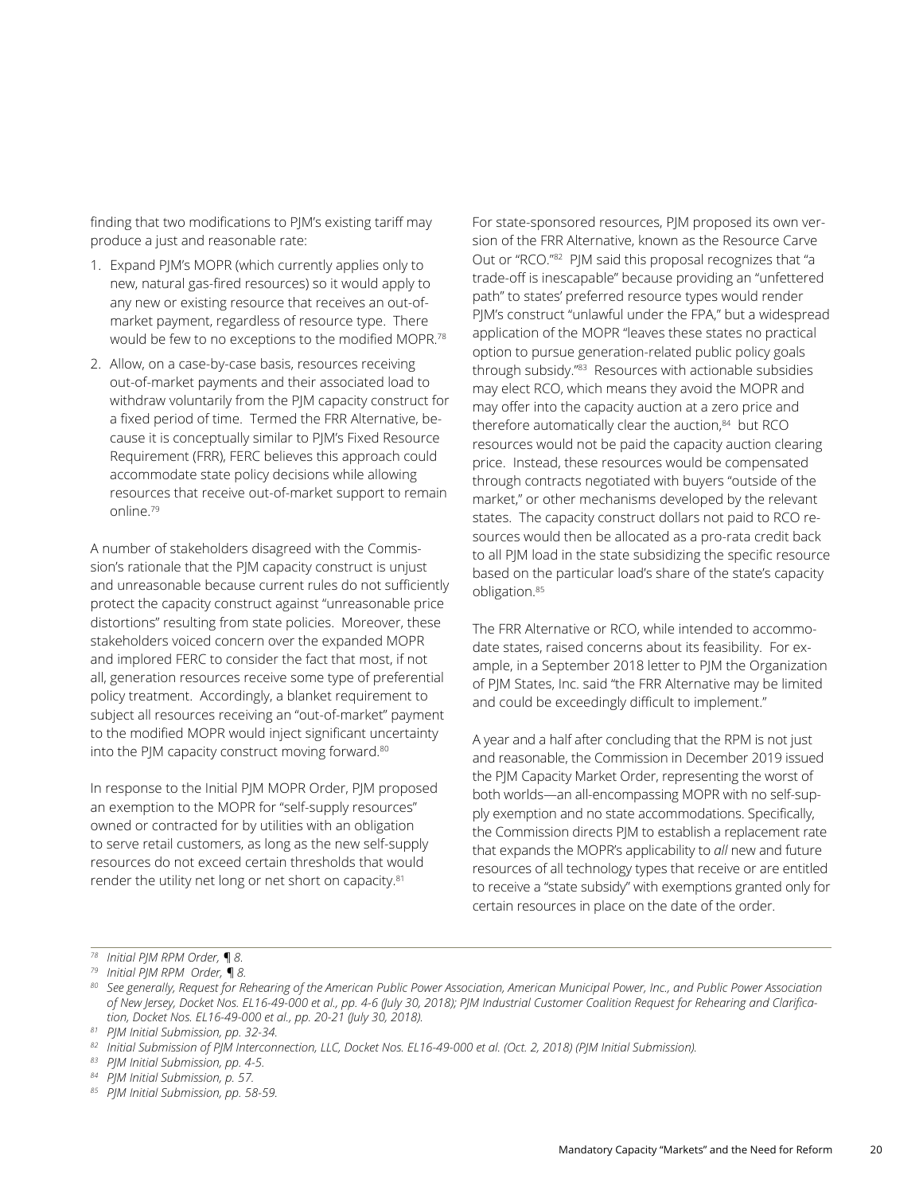finding that two modifications to PJM's existing tariff may produce a just and reasonable rate:

1. Expand PJM's MOPR (which currently applies only to new, natural gas-fired resources) so it would apply to any new or existing resource that receives an out-of-market payment, regardless of resource type. There would be few to no exceptions to the modified MOPR.[78]
2. Allow, on a case-by-case basis, resources receiving out-of-market payments and their associated load to withdraw voluntarily from the PJM capacity construct for a fixed period of time. Termed the FRR Alternative, because it is conceptually similar to PJM's Fixed Resource Requirement (FRR), FERC believes this approach could accommodate state policy decisions while allowing resources that receive out-of-market support to remain online.[79]

A number of stakeholders disagreed with the Commission's rationale that the PJM capacity construct is unjust and unreasonable because current rules do not sufficiently protect the capacity construct against "unreasonable price distortions" resulting from state policies. Moreover, these stakeholders voiced concern over the expanded MOPR and implored FERC to consider the fact that most, if not all, generation resources receive some type of preferential policy treatment. Accordingly, a blanket requirement to subject all resources receiving an "out-of-market" payment to the modified MOPR would inject significant uncertainty into the PJM capacity construct moving forward.[80]

In response to the Initial PJM MOPR Order, PJM proposed an exemption to the MOPR for "self-supply resources" owned or contracted for by utilities with an obligation to serve retail customers, as long as the new self-supply resources do not exceed certain thresholds that would render the utility net long or net short on capacity.[81]

For state-sponsored resources, PJM proposed its own version of the FRR Alternative, known as the Resource Carve Out or "RCO."[82] PJM said this proposal recognizes that "a trade-off is inescapable" because providing an "unfettered path" to states' preferred resource types would render PJM's construct "unlawful under the FPA," but a widespread application of the MOPR "leaves these states no practical option to pursue generation-related public policy goals through subsidy."[83] Resources with actionable subsidies may elect RCO, which means they avoid the MOPR and may offer into the capacity auction at a zero price and therefore automatically clear the auction,[84] but RCO resources would not be paid the capacity auction clearing price. Instead, these resources would be compensated through contracts negotiated with buyers "outside of the market," or other mechanisms developed by the relevant states. The capacity construct dollars not paid to RCO resources would then be allocated as a pro-rata credit back to all PJM load in the state subsidizing the specific resource based on the particular load's share of the state's capacity obligation.[85]

The FRR Alternative or RCO, while intended to accommodate states, raised concerns about its feasibility. For example, in a September 2018 letter to PJM the Organization of PJM States, Inc. said "the FRR Alternative may be limited and could be exceedingly difficult to implement."

A year and a half after concluding that the RPM is not just and reasonable, the Commission in December 2019 issued the PJM Capacity Market Order, representing the worst of both worlds—an all-encompassing MOPR with no self-supply exemption and no state accommodations. Specifically, the Commission directs PJM to establish a replacement rate that expands the MOPR's applicability to *all* new and future resources of all technology types that receive or are entitled to receive a "state subsidy" with exemptions granted only for certain resources in place on the date of the order.

---

[78] *Initial PJM RPM Order, ¶ 8.*

[79] *Initial PJM RPM Order, ¶ 8.*

[80] *See generally, Request for Rehearing of the American Public Power Association, American Municipal Power, Inc., and Public Power Association of New Jersey, Docket Nos. EL16-49-000 et al., pp. 4-6 (July 30, 2018); PJM Industrial Customer Coalition Request for Rehearing and Clarification, Docket Nos. EL16-49-000 et al., pp. 20-21 (July 30, 2018).*

[81] *PJM Initial Submission, pp. 32-34.*

[82] *Initial Submission of PJM Interconnection, LLC, Docket Nos. EL16-49-000 et al. (Oct. 2, 2018) (PJM Initial Submission).*

[83] *PJM Initial Submission, pp. 4-5.*

[84] *PJM Initial Submission, p. 57.*

[85] *PJM Initial Submission, pp. 58-59.*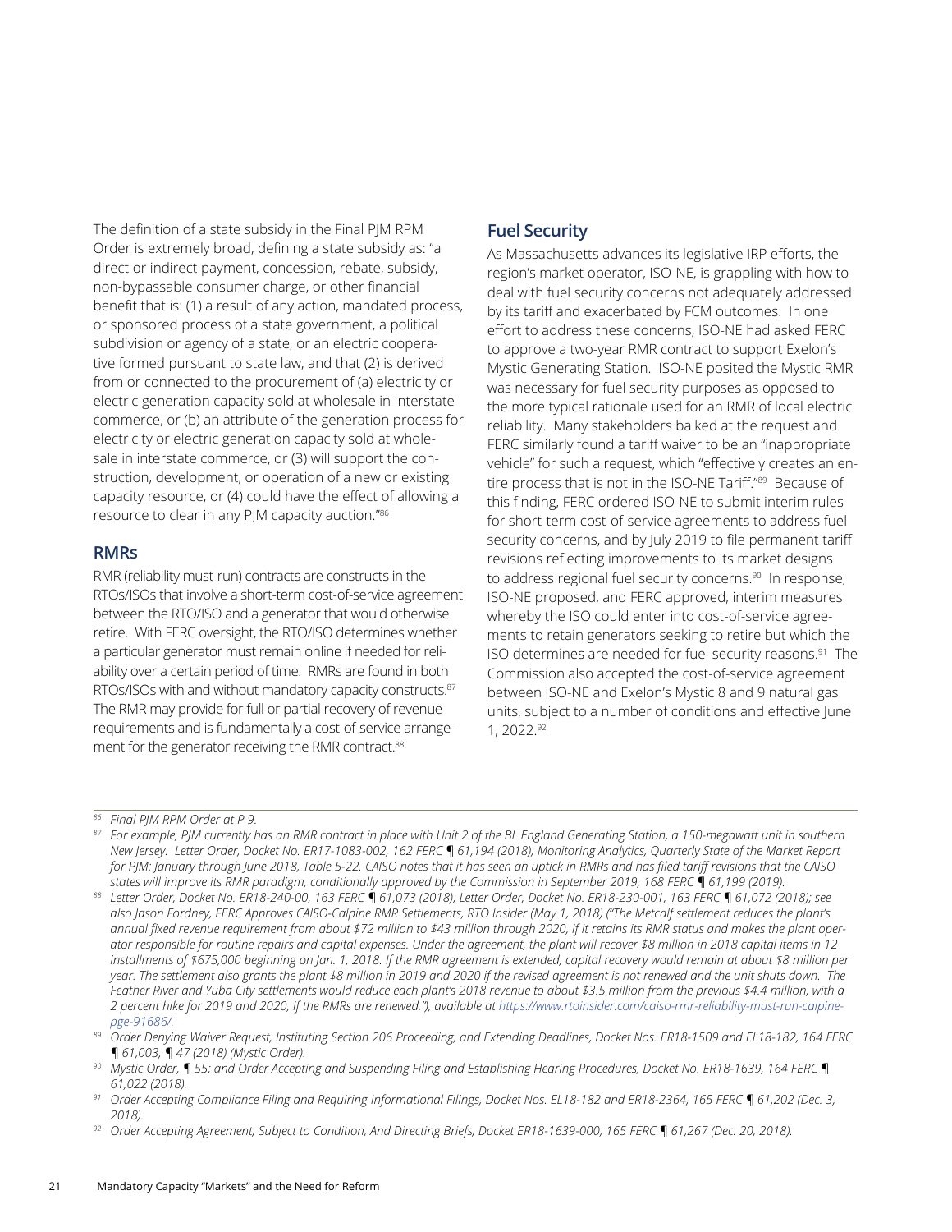The definition of a state subsidy in the Final PJM RPM Order is extremely broad, defining a state subsidy as: "a direct or indirect payment, concession, rebate, subsidy, non-bypassable consumer charge, or other financial benefit that is: (1) a result of any action, mandated process, or sponsored process of a state government, a political subdivision or agency of a state, or an electric cooperative formed pursuant to state law, and that (2) is derived from or connected to the procurement of (a) electricity or electric generation capacity sold at wholesale in interstate commerce, or (b) an attribute of the generation process for electricity or electric generation capacity sold at wholesale in interstate commerce, or (3) will support the construction, development, or operation of a new or existing capacity resource, or (4) could have the effect of allowing a resource to clear in any PJM capacity auction."[86]

## RMRs

RMR (reliability must-run) contracts are constructs in the RTOs/ISOs that involve a short-term cost-of-service agreement between the RTO/ISO and a generator that would otherwise retire. With FERC oversight, the RTO/ISO determines whether a particular generator must remain online if needed for reliability over a certain period of time. RMRs are found in both RTOs/ISOs with and without mandatory capacity constructs.[87] The RMR may provide for full or partial recovery of revenue requirements and is fundamentally a cost-of-service arrangement for the generator receiving the RMR contract.[88]

## Fuel Security

As Massachusetts advances its legislative IRP efforts, the region's market operator, ISO-NE, is grappling with how to deal with fuel security concerns not adequately addressed by its tariff and exacerbated by FCM outcomes. In one effort to address these concerns, ISO-NE had asked FERC to approve a two-year RMR contract to support Exelon's Mystic Generating Station. ISO-NE posited the Mystic RMR was necessary for fuel security purposes as opposed to the more typical rationale used for an RMR of local electric reliability. Many stakeholders balked at the request and FERC similarly found a tariff waiver to be an "inappropriate vehicle" for such a request, which "effectively creates an entire process that is not in the ISO-NE Tariff."[89] Because of this finding, FERC ordered ISO-NE to submit interim rules for short-term cost-of-service agreements to address fuel security concerns, and by July 2019 to file permanent tariff revisions reflecting improvements to its market designs to address regional fuel security concerns.[90] In response, ISO-NE proposed, and FERC approved, interim measures whereby the ISO could enter into cost-of-service agreements to retain generators seeking to retire but which the ISO determines are needed for fuel security reasons.[91] The Commission also accepted the cost-of-service agreement between ISO-NE and Exelon's Mystic 8 and 9 natural gas units, subject to a number of conditions and effective June 1, 2022.[92]

---

[86] *Final PJM RPM Order at P 9.*

[87] *For example, PJM currently has an RMR contract in place with Unit 2 of the BL England Generating Station, a 150-megawatt unit in southern New Jersey. Letter Order, Docket No. ER17-1083-002, 162 FERC ¶ 61,194 (2018); Monitoring Analytics, Quarterly State of the Market Report for PJM: January through June 2018, Table 5-22. CAISO notes that it has seen an uptick in RMRs and has filed tariff revisions that the CAISO states will improve its RMR paradigm, conditionally approved by the Commission in September 2019, 168 FERC ¶ 61,199 (2019).*

[88] *Letter Order, Docket No. ER18-240-00, 163 FERC ¶ 61,073 (2018); Letter Order, Docket No. ER18-230-001, 163 FERC ¶ 61,072 (2018); see also Jason Fordney, FERC Approves CAISO-Calpine RMR Settlements, RTO Insider (May 1, 2018) ("The Metcalf settlement reduces the plant's annual fixed revenue requirement from about $72 million to $43 million through 2020, if it retains its RMR status and makes the plant operator responsible for routine repairs and capital expenses. Under the agreement, the plant will recover $8 million in 2018 capital items in 12 installments of $675,000 beginning on Jan. 1, 2018. If the RMR agreement is extended, capital recovery would remain at about $8 million per year. The settlement also grants the plant $8 million in 2019 and 2020 if the revised agreement is not renewed and the unit shuts down. The Feather River and Yuba City settlements would reduce each plant's 2018 revenue to about $3.5 million from the previous $4.4 million, with a 2 percent hike for 2019 and 2020, if the RMRs are renewed."), available at https://www.rtoinsider.com/caiso-rmr-reliability-must-run-calpine-pge-91686/.*

[89] *Order Denying Waiver Request, Instituting Section 206 Proceeding, and Extending Deadlines, Docket Nos. ER18-1509 and EL18-182, 164 FERC ¶ 61,003, ¶ 47 (2018) (Mystic Order).*

[90] *Mystic Order, ¶ 55; and Order Accepting and Suspending Filing and Establishing Hearing Procedures, Docket No. ER18-1639, 164 FERC ¶ 61,022 (2018).*

[91] *Order Accepting Compliance Filing and Requiring Informational Filings, Docket Nos. EL18-182 and ER18-2364, 165 FERC ¶ 61,202 (Dec. 3, 2018).*

[92] *Order Accepting Agreement, Subject to Condition, And Directing Briefs, Docket ER18-1639-000, 165 FERC ¶ 61,267 (Dec. 20, 2018).*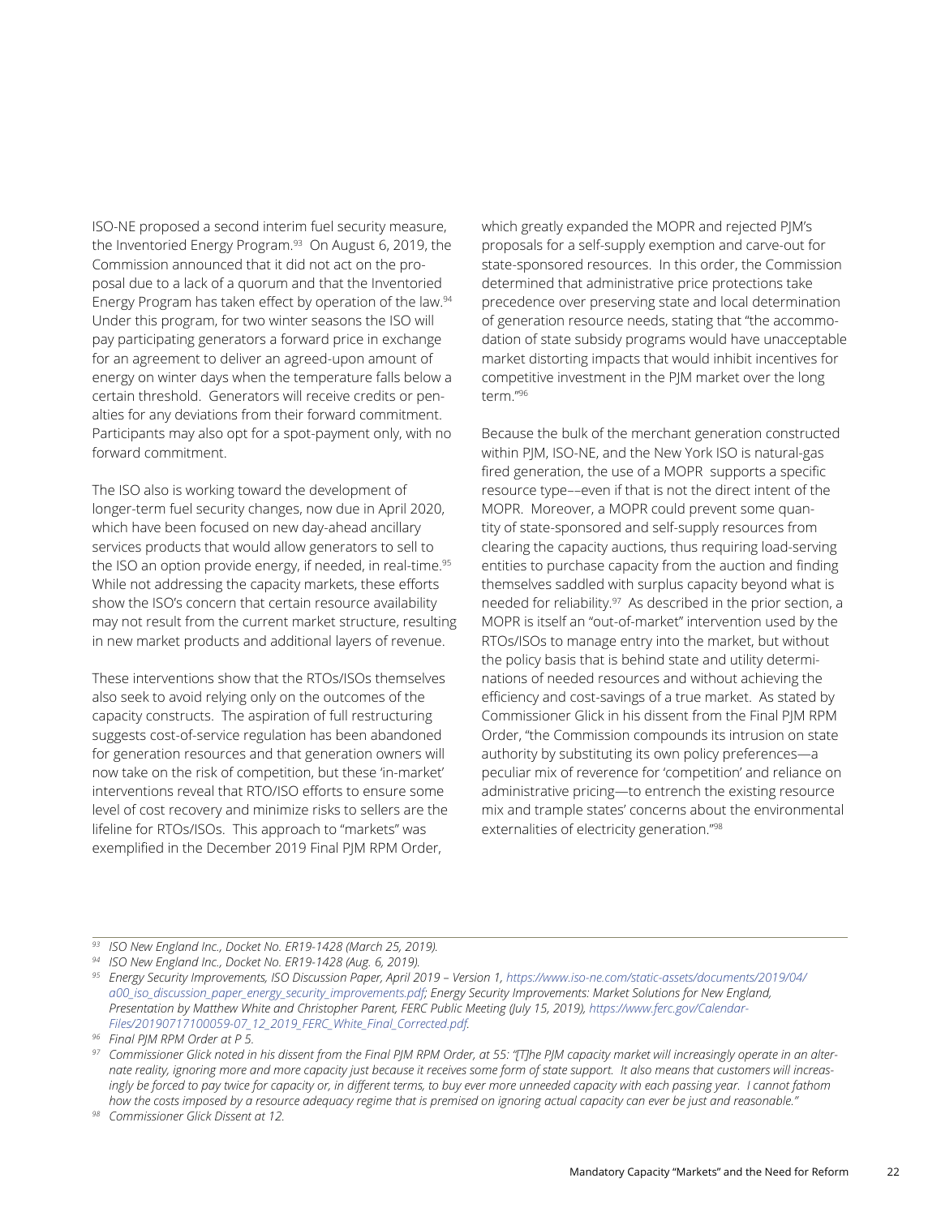ISO-NE proposed a second interim fuel security measure, the Inventoried Energy Program.[93] On August 6, 2019, the Commission announced that it did not act on the proposal due to a lack of a quorum and that the Inventoried Energy Program has taken effect by operation of the law.[94] Under this program, for two winter seasons the ISO will pay participating generators a forward price in exchange for an agreement to deliver an agreed-upon amount of energy on winter days when the temperature falls below a certain threshold. Generators will receive credits or penalties for any deviations from their forward commitment. Participants may also opt for a spot-payment only, with no forward commitment.

The ISO also is working toward the development of longer-term fuel security changes, now due in April 2020, which have been focused on new day-ahead ancillary services products that would allow generators to sell to the ISO an option provide energy, if needed, in real-time.[95] While not addressing the capacity markets, these efforts show the ISO's concern that certain resource availability may not result from the current market structure, resulting in new market products and additional layers of revenue.

These interventions show that the RTOs/ISOs themselves also seek to avoid relying only on the outcomes of the capacity constructs. The aspiration of full restructuring suggests cost-of-service regulation has been abandoned for generation resources and that generation owners will now take on the risk of competition, but these 'in-market' interventions reveal that RTO/ISO efforts to ensure some level of cost recovery and minimize risks to sellers are the lifeline for RTOs/ISOs. This approach to "markets" was exemplified in the December 2019 Final PJM RPM Order, which greatly expanded the MOPR and rejected PJM's proposals for a self-supply exemption and carve-out for state-sponsored resources. In this order, the Commission determined that administrative price protections take precedence over preserving state and local determination of generation resource needs, stating that "the accommodation of state subsidy programs would have unacceptable market distorting impacts that would inhibit incentives for competitive investment in the PJM market over the long term."[96]

Because the bulk of the merchant generation constructed within PJM, ISO-NE, and the New York ISO is natural-gas fired generation, the use of a MOPR supports a specific resource type––even if that is not the direct intent of the MOPR. Moreover, a MOPR could prevent some quantity of state-sponsored and self-supply resources from clearing the capacity auctions, thus requiring load-serving entities to purchase capacity from the auction and finding themselves saddled with surplus capacity beyond what is needed for reliability.[97] As described in the prior section, a MOPR is itself an "out-of-market" intervention used by the RTOs/ISOs to manage entry into the market, but without the policy basis that is behind state and utility determinations of needed resources and without achieving the efficiency and cost-savings of a true market. As stated by Commissioner Glick in his dissent from the Final PJM RPM Order, "the Commission compounds its intrusion on state authority by substituting its own policy preferences—a peculiar mix of reverence for 'competition' and reliance on administrative pricing—to entrench the existing resource mix and trample states' concerns about the environmental externalities of electricity generation."[98]

---

[93] *ISO New England Inc., Docket No. ER19-1428 (March 25, 2019).*

[94] *ISO New England Inc., Docket No. ER19-1428 (Aug. 6, 2019).*

[95] *Energy Security Improvements, ISO Discussion Paper, April 2019 – Version 1, https://www.iso-ne.com/static-assets/documents/2019/04/a00_iso_discussion_paper_energy_security_improvements.pdf; Energy Security Improvements: Market Solutions for New England, Presentation by Matthew White and Christopher Parent, FERC Public Meeting (July 15, 2019), https://www.ferc.gov/CalendarFiles/20190717100059-07_12_2019_FERC_White_Final_Corrected.pdf.*

[96] *Final PJM RPM Order at P 5.*

[97] *Commissioner Glick noted in his dissent from the Final PJM RPM Order, at 55: "[T]he PJM capacity market will increasingly operate in an alternate reality, ignoring more and more capacity just because it receives some form of state support. It also means that customers will increasingly be forced to pay twice for capacity or, in different terms, to buy ever more unneeded capacity with each passing year. I cannot fathom how the costs imposed by a resource adequacy regime that is premised on ignoring actual capacity can ever be just and reasonable."*

[98] *Commissioner Glick Dissent at 12.*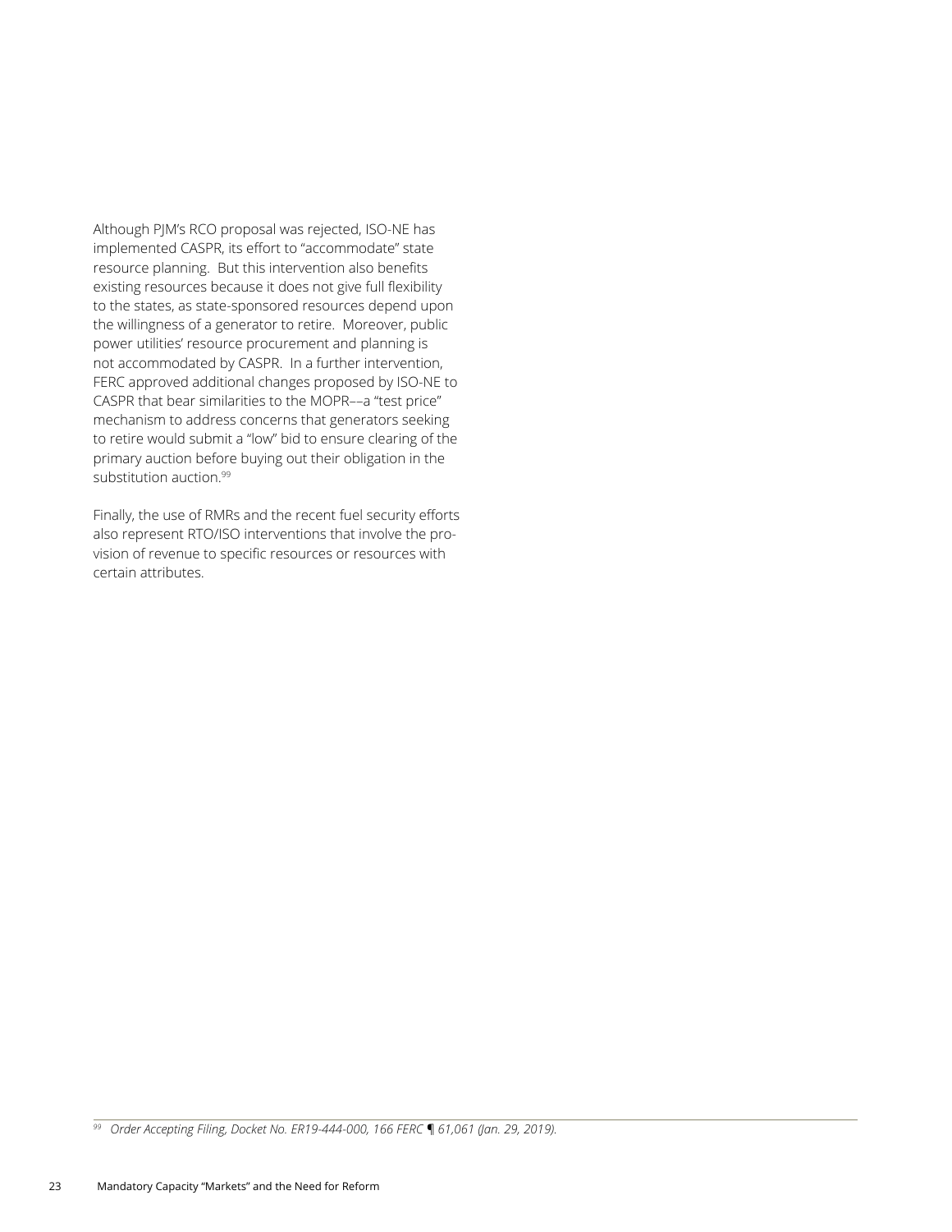Although PJM's RCO proposal was rejected, ISO-NE has implemented CASPR, its effort to "accommodate" state resource planning. But this intervention also benefits existing resources because it does not give full flexibility to the states, as state-sponsored resources depend upon the willingness of a generator to retire. Moreover, public power utilities' resource procurement and planning is not accommodated by CASPR. In a further intervention, FERC approved additional changes proposed by ISO-NE to CASPR that bear similarities to the MOPR––a "test price" mechanism to address concerns that generators seeking to retire would submit a "low" bid to ensure clearing of the primary auction before buying out their obligation in the substitution auction.[99]

Finally, the use of RMRs and the recent fuel security efforts also represent RTO/ISO interventions that involve the provision of revenue to specific resources or resources with certain attributes.

---

[99] *Order Accepting Filing, Docket No. ER19-444-000, 166 FERC ¶ 61,061 (Jan. 29, 2019).*